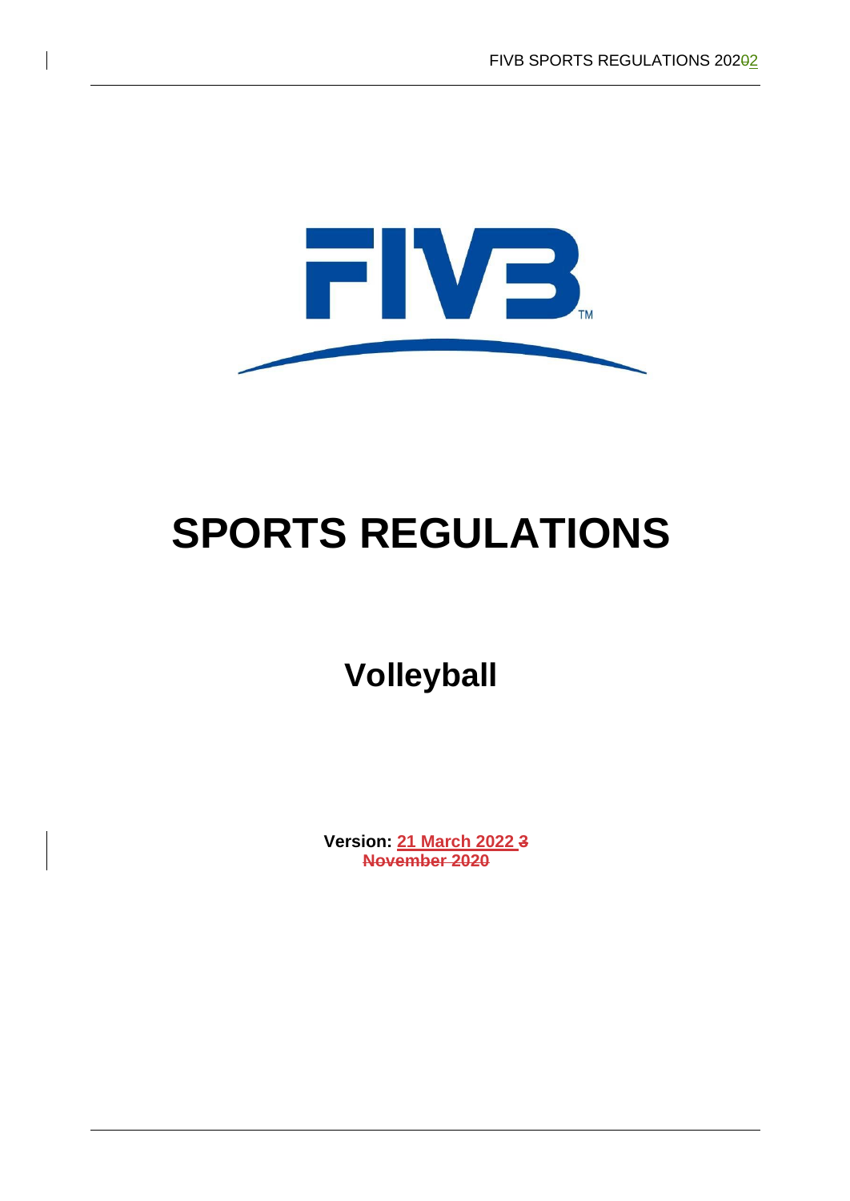# SPORTS REGULATIONS

## Volleyball

**Version: 21 March 2022 ~~3 November 2020~~**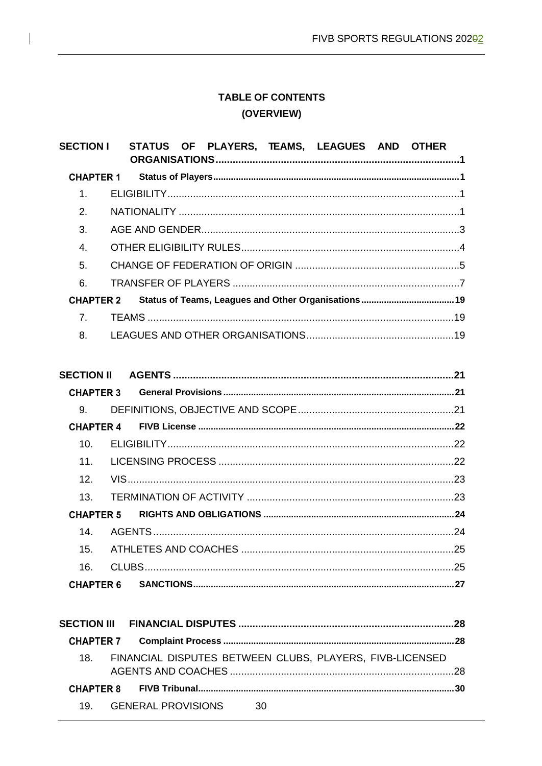# TABLE OF CONTENTS

## (OVERVIEW)

**SECTION I STATUS OF PLAYERS, TEAMS, LEAGUES AND OTHER ORGANISATIONS** ..... 1

**CHAPTER 1 Status of Players** ..... 1

1. ELIGIBILITY ..... 1
2. NATIONALITY ..... 1
3. AGE AND GENDER ..... 3
4. OTHER ELIGIBILITY RULES ..... 4
5. CHANGE OF FEDERATION OF ORIGIN ..... 5
6. TRANSFER OF PLAYERS ..... 7

**CHAPTER 2 Status of Teams, Leagues and Other Organisations** ..... 19

7. TEAMS ..... 19
8. LEAGUES AND OTHER ORGANISATIONS ..... 19

**SECTION II AGENTS** ..... 21

**CHAPTER 3 General Provisions** ..... 21

9. DEFINITIONS, OBJECTIVE AND SCOPE ..... 21

**CHAPTER 4 FIVB License** ..... 22

10. ELIGIBILITY ..... 22
11. LICENSING PROCESS ..... 22
12. VIS ..... 23
13. TERMINATION OF ACTIVITY ..... 23

**CHAPTER 5 RIGHTS AND OBLIGATIONS** ..... 24

14. AGENTS ..... 24
15. ATHLETES AND COACHES ..... 25
16. CLUBS ..... 25

**CHAPTER 6 SANCTIONS** ..... 27

**SECTION III FINANCIAL DISPUTES** ..... 28

**CHAPTER 7 Complaint Process** ..... 28

18. FINANCIAL DISPUTES BETWEEN CLUBS, PLAYERS, FIVB-LICENSED AGENTS AND COACHES ..... 28

**CHAPTER 8 FIVB Tribunal** ..... 30

19. GENERAL PROVISIONS 30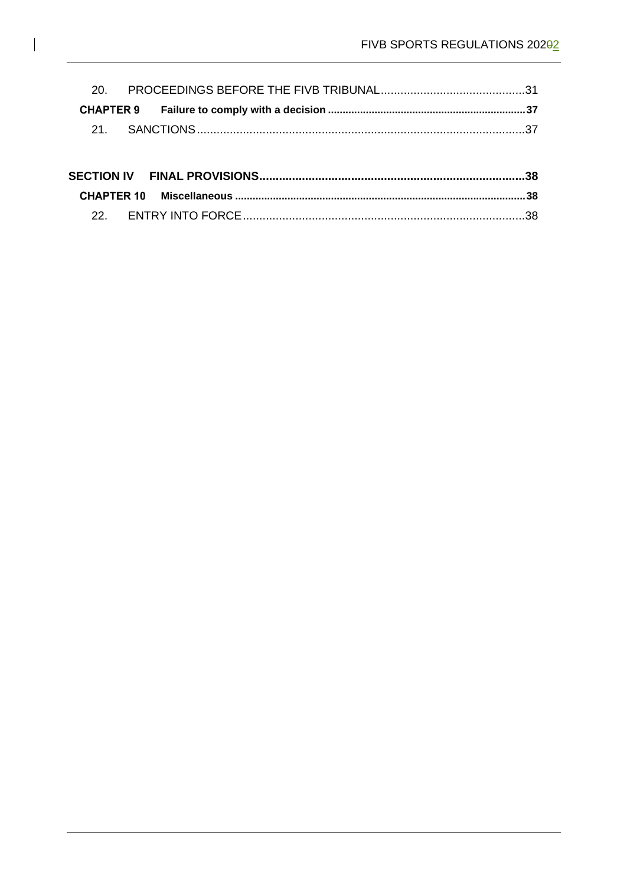20. PROCEEDINGS BEFORE THE FIVB TRIBUNAL ............................................ 31

**CHAPTER 9 Failure to comply with a decision ................................................................... 37**

21. SANCTIONS ................................................................................................... 37

**SECTION IV FINAL PROVISIONS ................................................................................ 38**

**CHAPTER 10 Miscellaneous .................................................................................................. 38**

22. ENTRY INTO FORCE ..................................................................................... 38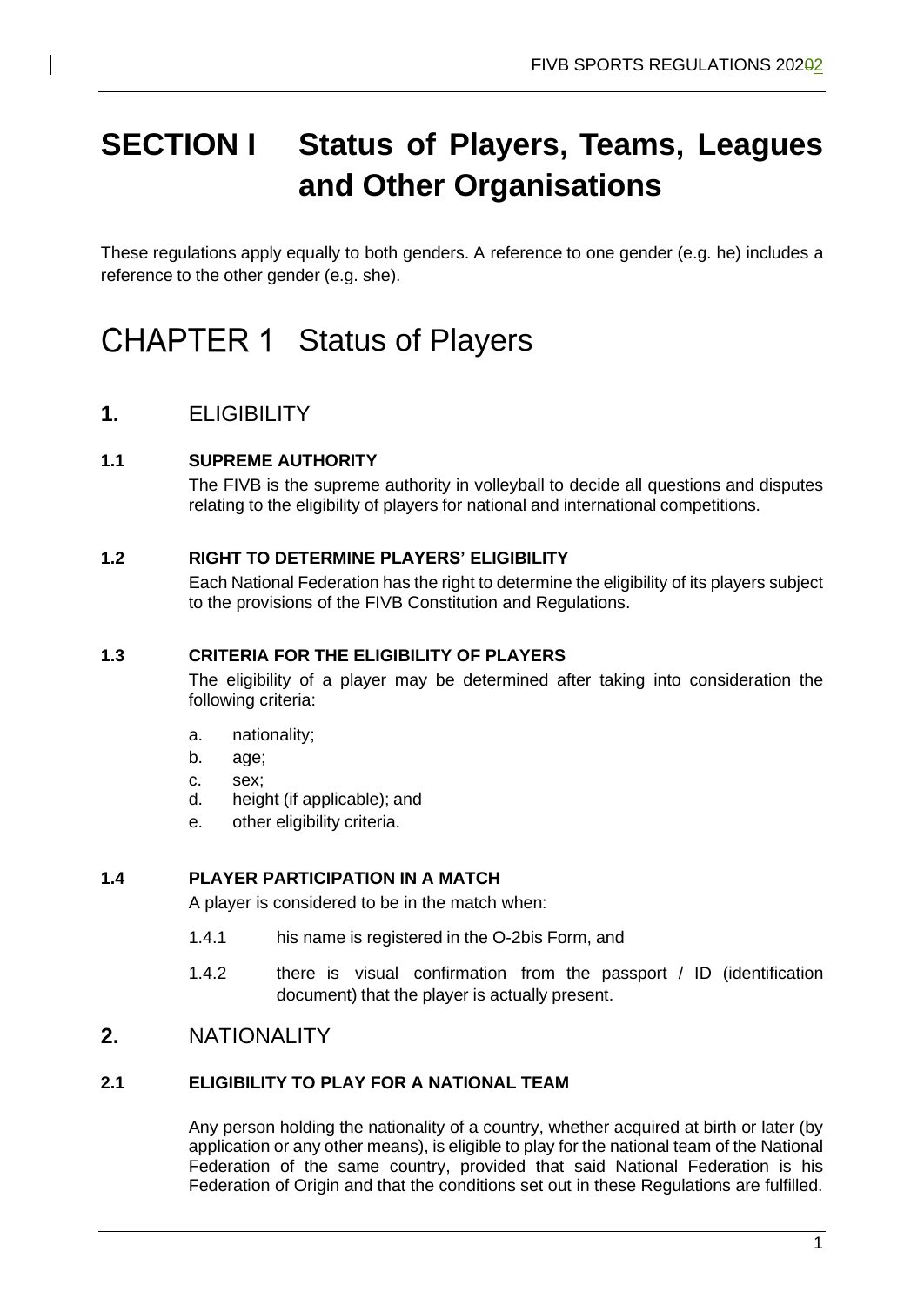# SECTION I Status of Players, Teams, Leagues and Other Organisations

These regulations apply equally to both genders. A reference to one gender (e.g. he) includes a reference to the other gender (e.g. she).

## CHAPTER 1 Status of Players

### 1. ELIGIBILITY

#### 1.1 SUPREME AUTHORITY

The FIVB is the supreme authority in volleyball to decide all questions and disputes relating to the eligibility of players for national and international competitions.

#### 1.2 RIGHT TO DETERMINE PLAYERS' ELIGIBILITY

Each National Federation has the right to determine the eligibility of its players subject to the provisions of the FIVB Constitution and Regulations.

#### 1.3 CRITERIA FOR THE ELIGIBILITY OF PLAYERS

The eligibility of a player may be determined after taking into consideration the following criteria:

a. nationality;
b. age;
c. sex;
d. height (if applicable); and
e. other eligibility criteria.

#### 1.4 PLAYER PARTICIPATION IN A MATCH

A player is considered to be in the match when:

1.4.1 his name is registered in the O-2bis Form, and

1.4.2 there is visual confirmation from the passport / ID (identification document) that the player is actually present.

### 2. NATIONALITY

#### 2.1 ELIGIBILITY TO PLAY FOR A NATIONAL TEAM

Any person holding the nationality of a country, whether acquired at birth or later (by application or any other means), is eligible to play for the national team of the National Federation of the same country, provided that said National Federation is his Federation of Origin and that the conditions set out in these Regulations are fulfilled.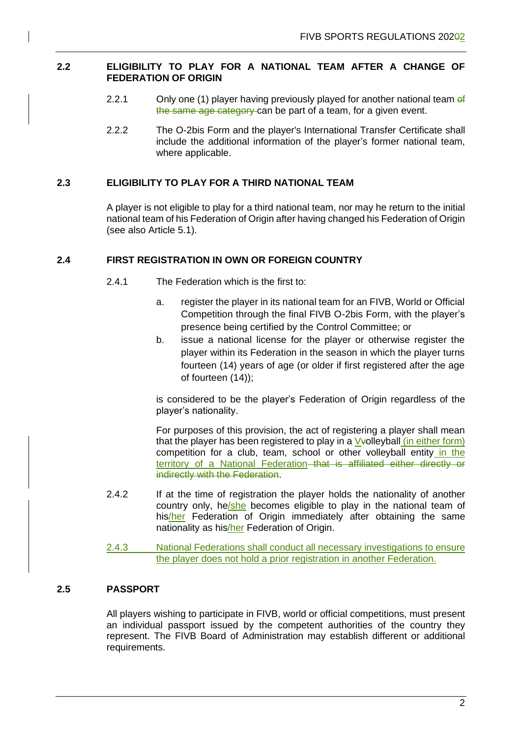## 2.2 ELIGIBILITY TO PLAY FOR A NATIONAL TEAM AFTER A CHANGE OF FEDERATION OF ORIGIN

2.2.1 Only one (1) player having previously played for another national team of the same age category can be part of a team, for a given event.

2.2.2 The O-2bis Form and the player's International Transfer Certificate shall include the additional information of the player's former national team, where applicable.

## 2.3 ELIGIBILITY TO PLAY FOR A THIRD NATIONAL TEAM

A player is not eligible to play for a third national team, nor may he return to the initial national team of his Federation of Origin after having changed his Federation of Origin (see also Article 5.1).

## 2.4 FIRST REGISTRATION IN OWN OR FOREIGN COUNTRY

2.4.1 The Federation which is the first to:

a. register the player in its national team for an FIVB, World or Official Competition through the final FIVB O-2bis Form, with the player's presence being certified by the Control Committee; or

b. issue a national license for the player or otherwise register the player within its Federation in the season in which the player turns fourteen (14) years of age (or older if first registered after the age of fourteen (14));

is considered to be the player's Federation of Origin regardless of the player's nationality.

For purposes of this provision, the act of registering a player shall mean that the player has been registered to play in a Vvolleyball (in either form) competition for a club, team, school or other volleyball entity in the territory of a National Federation that is affiliated either directly or indirectly with the Federation.

2.4.2 If at the time of registration the player holds the nationality of another country only, he/she becomes eligible to play in the national team of his/her Federation of Origin immediately after obtaining the same nationality as his/her Federation of Origin.

2.4.3 National Federations shall conduct all necessary investigations to ensure the player does not hold a prior registration in another Federation.

## 2.5 PASSPORT

All players wishing to participate in FIVB, world or official competitions, must present an individual passport issued by the competent authorities of the country they represent. The FIVB Board of Administration may establish different or additional requirements.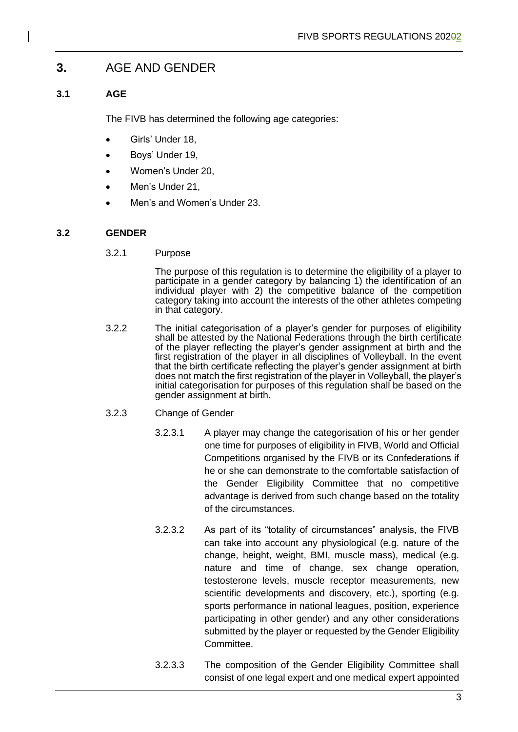# 3. AGE AND GENDER

## 3.1 AGE

The FIVB has determined the following age categories:

- Girls' Under 18,
- Boys' Under 19,
- Women's Under 20,
- Men's Under 21,
- Men's and Women's Under 23.

## 3.2 GENDER

3.2.1 Purpose

The purpose of this regulation is to determine the eligibility of a player to participate in a gender category by balancing 1) the identification of an individual player with 2) the competitive balance of the competition category taking into account the interests of the other athletes competing in that category.

3.2.2 The initial categorisation of a player's gender for purposes of eligibility shall be attested by the National Federations through the birth certificate of the player reflecting the player's gender assignment at birth and the first registration of the player in all disciplines of Volleyball. In the event that the birth certificate reflecting the player's gender assignment at birth does not match the first registration of the player in Volleyball, the player's initial categorisation for purposes of this regulation shall be based on the gender assignment at birth.

3.2.3 Change of Gender

3.2.3.1 A player may change the categorisation of his or her gender one time for purposes of eligibility in FIVB, World and Official Competitions organised by the FIVB or its Confederations if he or she can demonstrate to the comfortable satisfaction of the Gender Eligibility Committee that no competitive advantage is derived from such change based on the totality of the circumstances.

3.2.3.2 As part of its "totality of circumstances" analysis, the FIVB can take into account any physiological (e.g. nature of the change, height, weight, BMI, muscle mass), medical (e.g. nature and time of change, sex change operation, testosterone levels, muscle receptor measurements, new scientific developments and discovery, etc.), sporting (e.g. sports performance in national leagues, position, experience participating in other gender) and any other considerations submitted by the player or requested by the Gender Eligibility Committee.

3.2.3.3 The composition of the Gender Eligibility Committee shall consist of one legal expert and one medical expert appointed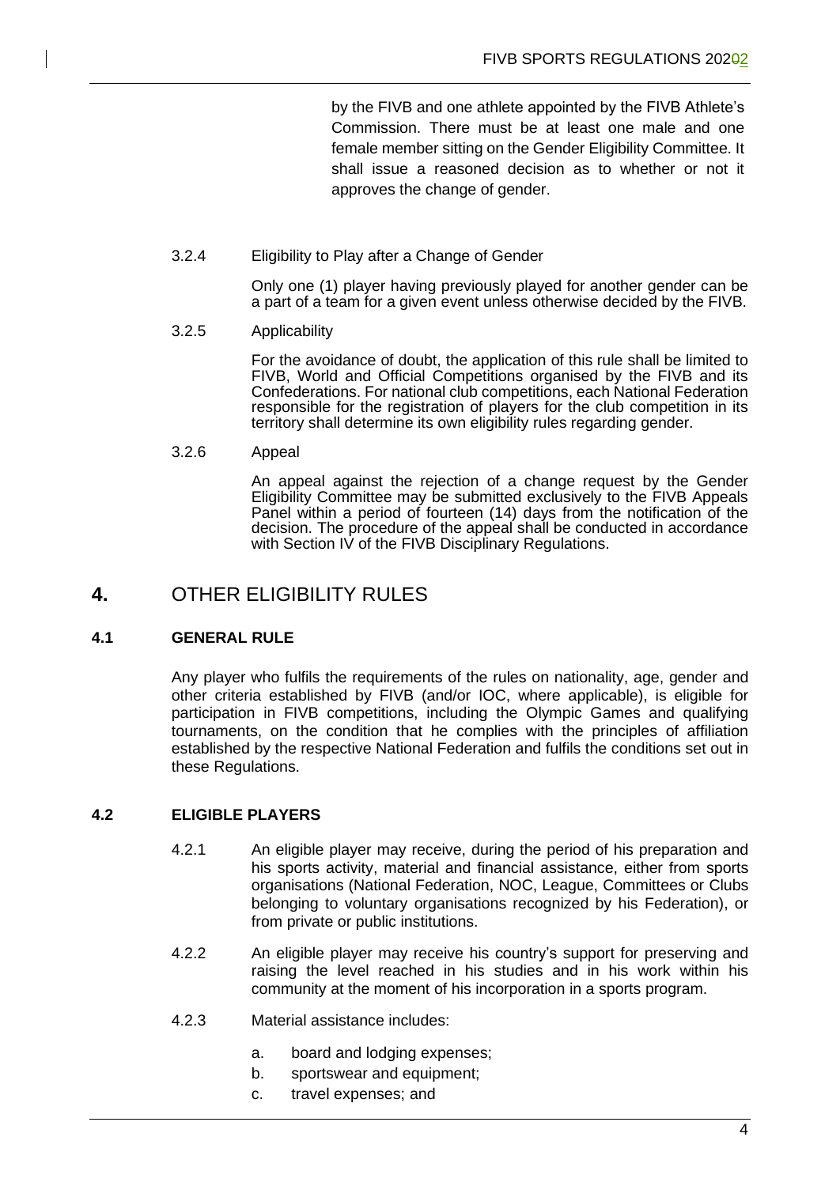by the FIVB and one athlete appointed by the FIVB Athlete's Commission. There must be at least one male and one female member sitting on the Gender Eligibility Committee. It shall issue a reasoned decision as to whether or not it approves the change of gender.

3.2.4 Eligibility to Play after a Change of Gender

Only one (1) player having previously played for another gender can be a part of a team for a given event unless otherwise decided by the FIVB.

3.2.5 Applicability

For the avoidance of doubt, the application of this rule shall be limited to FIVB, World and Official Competitions organised by the FIVB and its Confederations. For national club competitions, each National Federation responsible for the registration of players for the club competition in its territory shall determine its own eligibility rules regarding gender.

3.2.6 Appeal

An appeal against the rejection of a change request by the Gender Eligibility Committee may be submitted exclusively to the FIVB Appeals Panel within a period of fourteen (14) days from the notification of the decision. The procedure of the appeal shall be conducted in accordance with Section IV of the FIVB Disciplinary Regulations.

# 4. OTHER ELIGIBILITY RULES

## 4.1 GENERAL RULE

Any player who fulfils the requirements of the rules on nationality, age, gender and other criteria established by FIVB (and/or IOC, where applicable), is eligible for participation in FIVB competitions, including the Olympic Games and qualifying tournaments, on the condition that he complies with the principles of affiliation established by the respective National Federation and fulfils the conditions set out in these Regulations.

## 4.2 ELIGIBLE PLAYERS

4.2.1 An eligible player may receive, during the period of his preparation and his sports activity, material and financial assistance, either from sports organisations (National Federation, NOC, League, Committees or Clubs belonging to voluntary organisations recognized by his Federation), or from private or public institutions.

4.2.2 An eligible player may receive his country's support for preserving and raising the level reached in his studies and in his work within his community at the moment of his incorporation in a sports program.

4.2.3 Material assistance includes:

a. board and lodging expenses;
b. sportswear and equipment;
c. travel expenses; and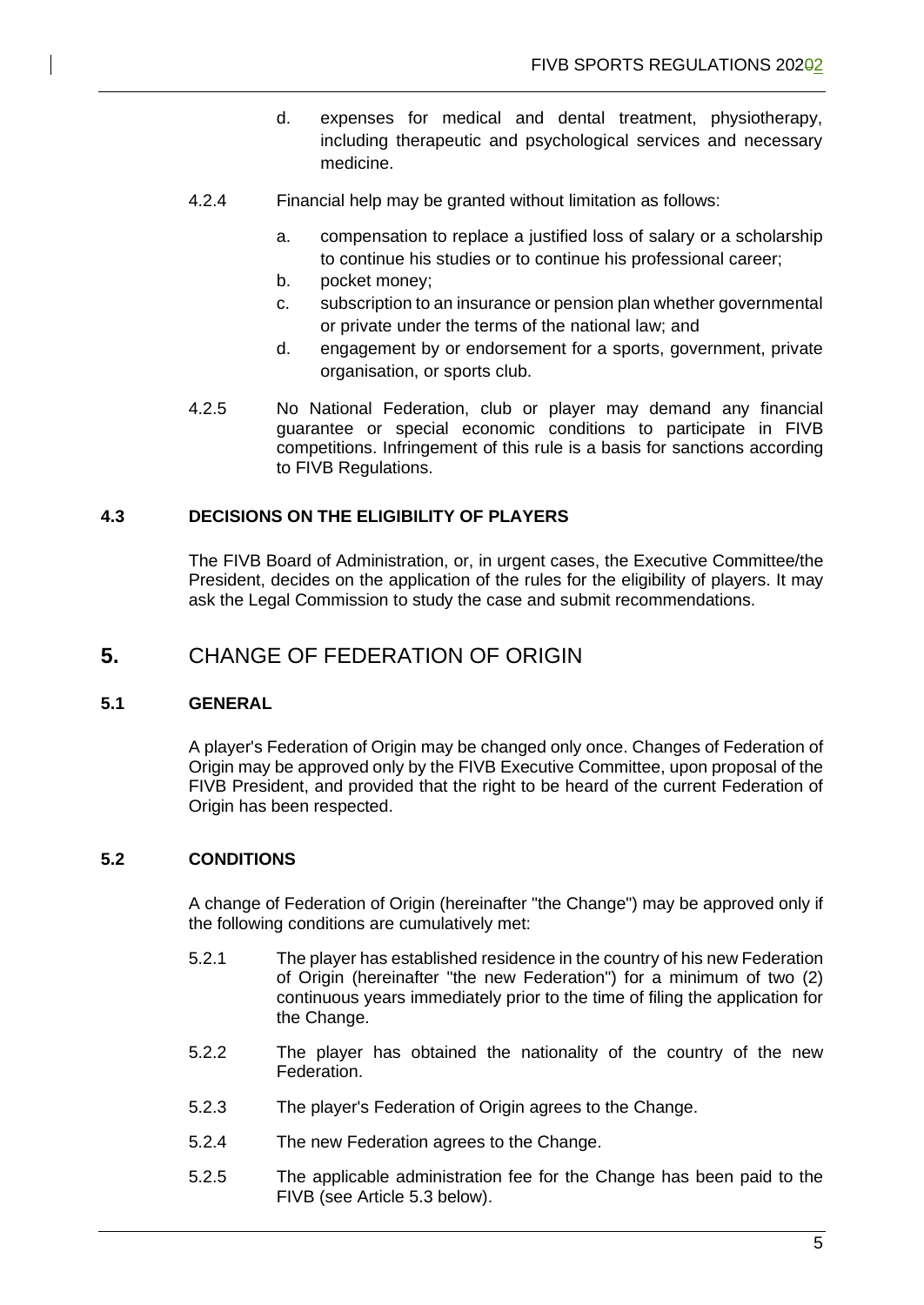d. expenses for medical and dental treatment, physiotherapy, including therapeutic and psychological services and necessary medicine.

4.2.4 Financial help may be granted without limitation as follows:

a. compensation to replace a justified loss of salary or a scholarship to continue his studies or to continue his professional career;
b. pocket money;
c. subscription to an insurance or pension plan whether governmental or private under the terms of the national law; and
d. engagement by or endorsement for a sports, government, private organisation, or sports club.

4.2.5 No National Federation, club or player may demand any financial guarantee or special economic conditions to participate in FIVB competitions. Infringement of this rule is a basis for sanctions according to FIVB Regulations.

### 4.3 DECISIONS ON THE ELIGIBILITY OF PLAYERS

The FIVB Board of Administration, or, in urgent cases, the Executive Committee/the President, decides on the application of the rules for the eligibility of players. It may ask the Legal Commission to study the case and submit recommendations.

## 5. CHANGE OF FEDERATION OF ORIGIN

### 5.1 GENERAL

A player's Federation of Origin may be changed only once. Changes of Federation of Origin may be approved only by the FIVB Executive Committee, upon proposal of the FIVB President, and provided that the right to be heard of the current Federation of Origin has been respected.

### 5.2 CONDITIONS

A change of Federation of Origin (hereinafter "the Change") may be approved only if the following conditions are cumulatively met:

5.2.1 The player has established residence in the country of his new Federation of Origin (hereinafter "the new Federation") for a minimum of two (2) continuous years immediately prior to the time of filing the application for the Change.

5.2.2 The player has obtained the nationality of the country of the new Federation.

5.2.3 The player's Federation of Origin agrees to the Change.

5.2.4 The new Federation agrees to the Change.

5.2.5 The applicable administration fee for the Change has been paid to the FIVB (see Article 5.3 below).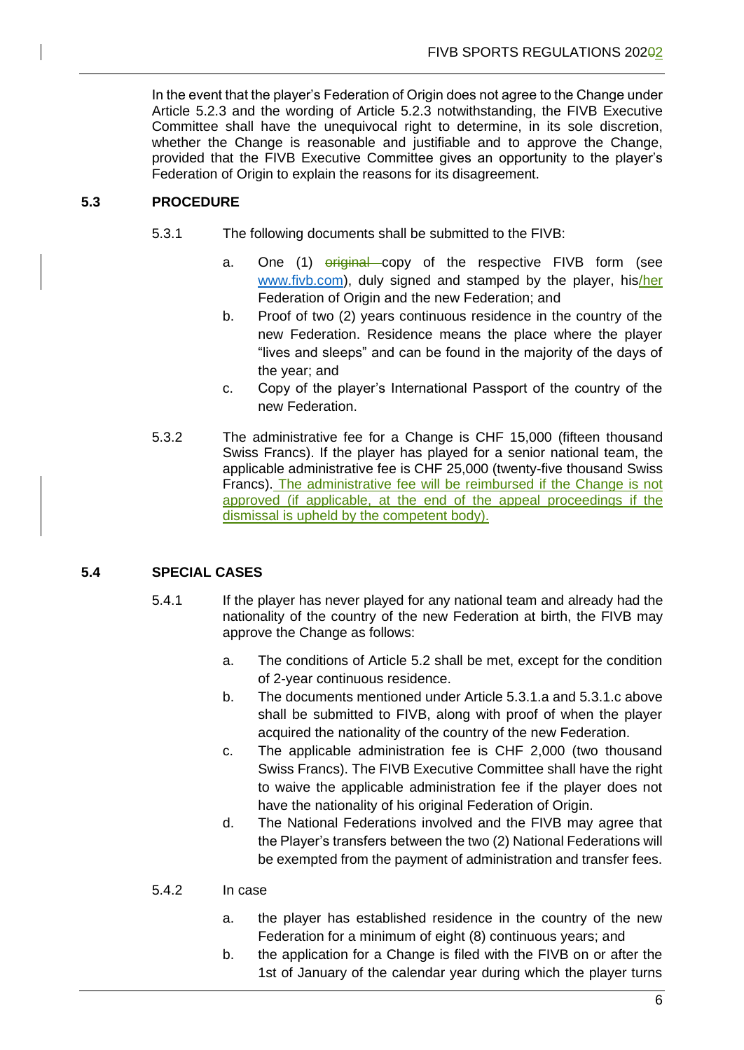In the event that the player's Federation of Origin does not agree to the Change under Article 5.2.3 and the wording of Article 5.2.3 notwithstanding, the FIVB Executive Committee shall have the unequivocal right to determine, in its sole discretion, whether the Change is reasonable and justifiable and to approve the Change, provided that the FIVB Executive Committee gives an opportunity to the player's Federation of Origin to explain the reasons for its disagreement.

## 5.3 PROCEDURE

5.3.1 The following documents shall be submitted to the FIVB:

a. One (1) ~~original~~ copy of the respective FIVB form (see www.fivb.com), duly signed and stamped by the player, his/her Federation of Origin and the new Federation; and

b. Proof of two (2) years continuous residence in the country of the new Federation. Residence means the place where the player "lives and sleeps" and can be found in the majority of the days of the year; and

c. Copy of the player's International Passport of the country of the new Federation.

5.3.2 The administrative fee for a Change is CHF 15,000 (fifteen thousand Swiss Francs). If the player has played for a senior national team, the applicable administrative fee is CHF 25,000 (twenty-five thousand Swiss Francs). The administrative fee will be reimbursed if the Change is not approved (if applicable, at the end of the appeal proceedings if the dismissal is upheld by the competent body).

## 5.4 SPECIAL CASES

5.4.1 If the player has never played for any national team and already had the nationality of the country of the new Federation at birth, the FIVB may approve the Change as follows:

a. The conditions of Article 5.2 shall be met, except for the condition of 2-year continuous residence.

b. The documents mentioned under Article 5.3.1.a and 5.3.1.c above shall be submitted to FIVB, along with proof of when the player acquired the nationality of the country of the new Federation.

c. The applicable administration fee is CHF 2,000 (two thousand Swiss Francs). The FIVB Executive Committee shall have the right to waive the applicable administration fee if the player does not have the nationality of his original Federation of Origin.

d. The National Federations involved and the FIVB may agree that the Player's transfers between the two (2) National Federations will be exempted from the payment of administration and transfer fees.

5.4.2 In case

a. the player has established residence in the country of the new Federation for a minimum of eight (8) continuous years; and

b. the application for a Change is filed with the FIVB on or after the 1st of January of the calendar year during which the player turns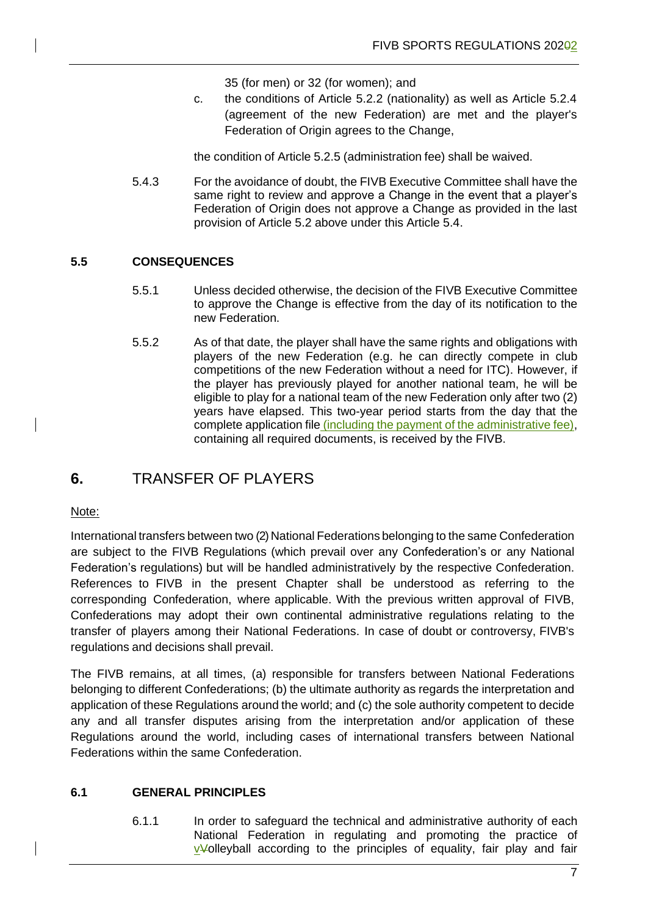35 (for men) or 32 (for women); and

c. the conditions of Article 5.2.2 (nationality) as well as Article 5.2.4 (agreement of the new Federation) are met and the player's Federation of Origin agrees to the Change,

the condition of Article 5.2.5 (administration fee) shall be waived.

5.4.3 For the avoidance of doubt, the FIVB Executive Committee shall have the same right to review and approve a Change in the event that a player's Federation of Origin does not approve a Change as provided in the last provision of Article 5.2 above under this Article 5.4.

### 5.5 CONSEQUENCES

5.5.1 Unless decided otherwise, the decision of the FIVB Executive Committee to approve the Change is effective from the day of its notification to the new Federation.

5.5.2 As of that date, the player shall have the same rights and obligations with players of the new Federation (e.g. he can directly compete in club competitions of the new Federation without a need for ITC). However, if the player has previously played for another national team, he will be eligible to play for a national team of the new Federation only after two (2) years have elapsed. This two-year period starts from the day that the complete application file (including the payment of the administrative fee), containing all required documents, is received by the FIVB.

## 6. TRANSFER OF PLAYERS

Note:

International transfers between two (2) National Federations belonging to the same Confederation are subject to the FIVB Regulations (which prevail over any Confederation's or any National Federation's regulations) but will be handled administratively by the respective Confederation. References to FIVB in the present Chapter shall be understood as referring to the corresponding Confederation, where applicable. With the previous written approval of FIVB, Confederations may adopt their own continental administrative regulations relating to the transfer of players among their National Federations. In case of doubt or controversy, FIVB's regulations and decisions shall prevail.

The FIVB remains, at all times, (a) responsible for transfers between National Federations belonging to different Confederations; (b) the ultimate authority as regards the interpretation and application of these Regulations around the world; and (c) the sole authority competent to decide any and all transfer disputes arising from the interpretation and/or application of these Regulations around the world, including cases of international transfers between National Federations within the same Confederation.

### 6.1 GENERAL PRINCIPLES

6.1.1 In order to safeguard the technical and administrative authority of each National Federation in regulating and promoting the practice of vVolleyball according to the principles of equality, fair play and fair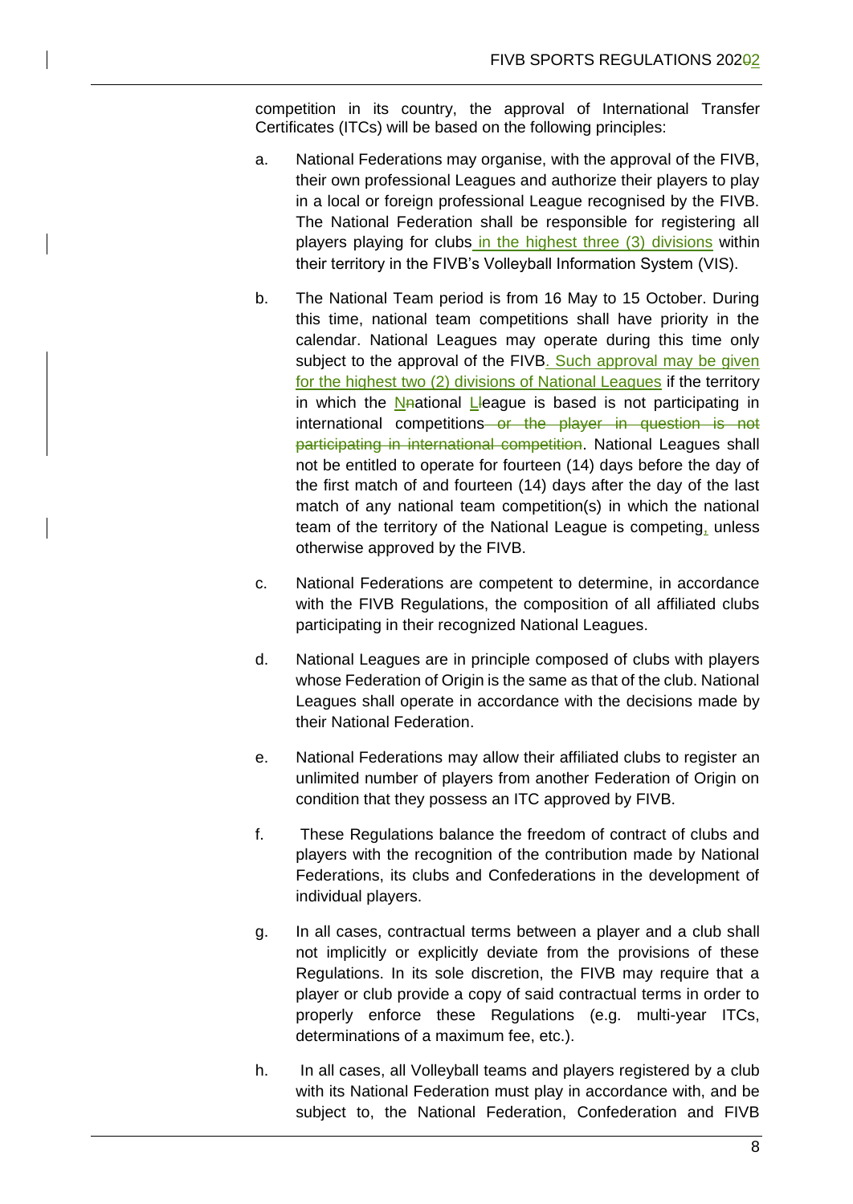competition in its country, the approval of International Transfer Certificates (ITCs) will be based on the following principles:

a. National Federations may organise, with the approval of the FIVB, their own professional Leagues and authorize their players to play in a local or foreign professional League recognised by the FIVB. The National Federation shall be responsible for registering all players playing for clubs in the highest three (3) divisions within their territory in the FIVB's Volleyball Information System (VIS).

b. The National Team period is from 16 May to 15 October. During this time, national team competitions shall have priority in the calendar. National Leagues may operate during this time only subject to the approval of the FIVB. Such approval may be given for the highest two (2) divisions of National Leagues if the territory in which the N~~n~~ational L~~l~~eague is based is not participating in international competitions~~ or the player in question is not participating in international competition~~. National Leagues shall not be entitled to operate for fourteen (14) days before the day of the first match of and fourteen (14) days after the day of the last match of any national team competition(s) in which the national team of the territory of the National League is competing, unless otherwise approved by the FIVB.

c. National Federations are competent to determine, in accordance with the FIVB Regulations, the composition of all affiliated clubs participating in their recognized National Leagues.

d. National Leagues are in principle composed of clubs with players whose Federation of Origin is the same as that of the club. National Leagues shall operate in accordance with the decisions made by their National Federation.

e. National Federations may allow their affiliated clubs to register an unlimited number of players from another Federation of Origin on condition that they possess an ITC approved by FIVB.

f. These Regulations balance the freedom of contract of clubs and players with the recognition of the contribution made by National Federations, its clubs and Confederations in the development of individual players.

g. In all cases, contractual terms between a player and a club shall not implicitly or explicitly deviate from the provisions of these Regulations. In its sole discretion, the FIVB may require that a player or club provide a copy of said contractual terms in order to properly enforce these Regulations (e.g. multi-year ITCs, determinations of a maximum fee, etc.).

h. In all cases, all Volleyball teams and players registered by a club with its National Federation must play in accordance with, and be subject to, the National Federation, Confederation and FIVB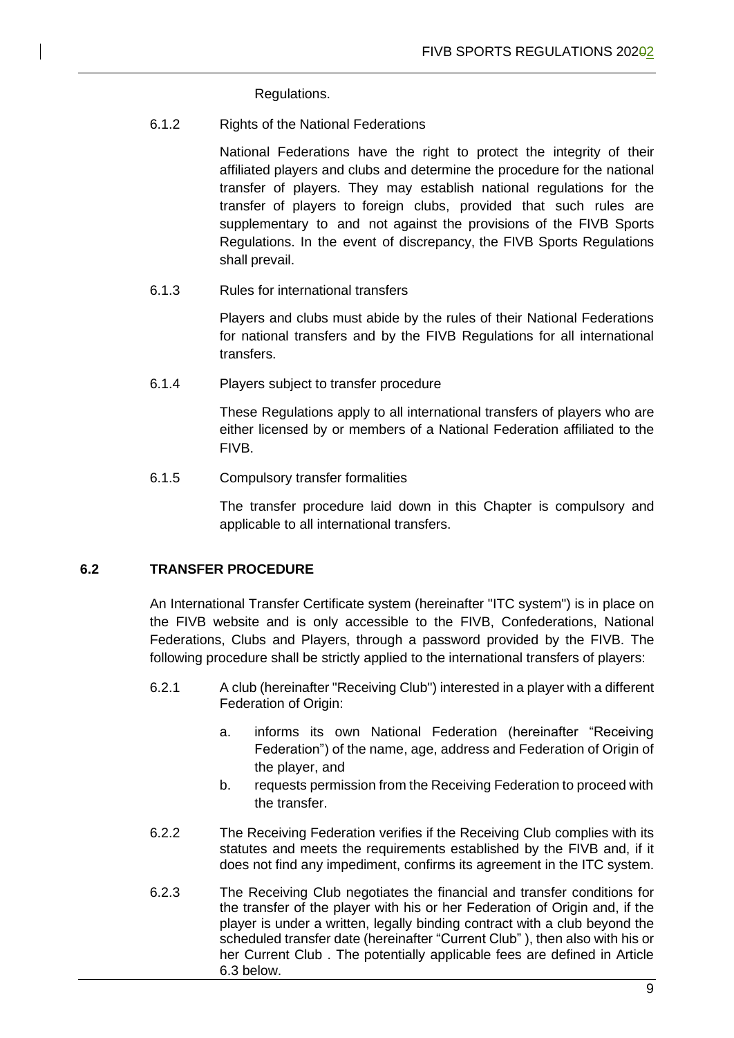Regulations.

6.1.2 Rights of the National Federations

National Federations have the right to protect the integrity of their affiliated players and clubs and determine the procedure for the national transfer of players. They may establish national regulations for the transfer of players to foreign clubs, provided that such rules are supplementary to and not against the provisions of the FIVB Sports Regulations. In the event of discrepancy, the FIVB Sports Regulations shall prevail.

6.1.3 Rules for international transfers

Players and clubs must abide by the rules of their National Federations for national transfers and by the FIVB Regulations for all international transfers.

6.1.4 Players subject to transfer procedure

These Regulations apply to all international transfers of players who are either licensed by or members of a National Federation affiliated to the FIVB.

6.1.5 Compulsory transfer formalities

The transfer procedure laid down in this Chapter is compulsory and applicable to all international transfers.

## 6.2 TRANSFER PROCEDURE

An International Transfer Certificate system (hereinafter "ITC system") is in place on the FIVB website and is only accessible to the FIVB, Confederations, National Federations, Clubs and Players, through a password provided by the FIVB. The following procedure shall be strictly applied to the international transfers of players:

6.2.1 A club (hereinafter "Receiving Club") interested in a player with a different Federation of Origin:

a. informs its own National Federation (hereinafter "Receiving Federation") of the name, age, address and Federation of Origin of the player, and
b. requests permission from the Receiving Federation to proceed with the transfer.

6.2.2 The Receiving Federation verifies if the Receiving Club complies with its statutes and meets the requirements established by the FIVB and, if it does not find any impediment, confirms its agreement in the ITC system.

6.2.3 The Receiving Club negotiates the financial and transfer conditions for the transfer of the player with his or her Federation of Origin and, if the player is under a written, legally binding contract with a club beyond the scheduled transfer date (hereinafter "Current Club" ), then also with his or her Current Club . The potentially applicable fees are defined in Article 6.3 below.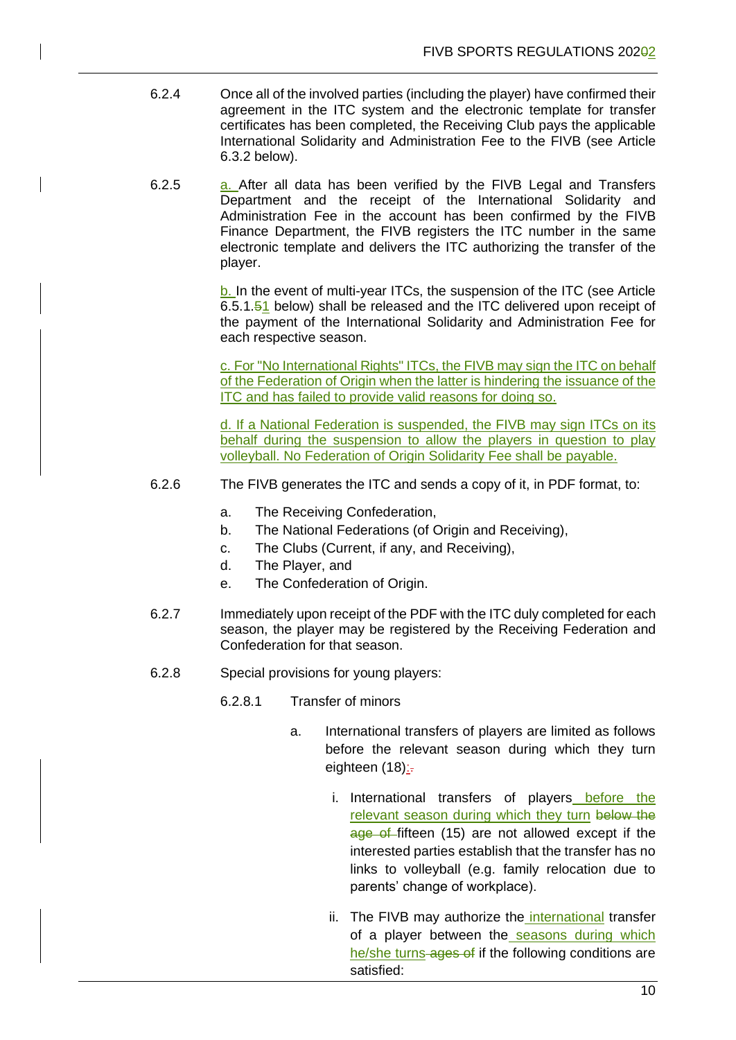6.2.4 Once all of the involved parties (including the player) have confirmed their agreement in the ITC system and the electronic template for transfer certificates has been completed, the Receiving Club pays the applicable International Solidarity and Administration Fee to the FIVB (see Article 6.3.2 below).

6.2.5 a. After all data has been verified by the FIVB Legal and Transfers Department and the receipt of the International Solidarity and Administration Fee in the account has been confirmed by the FIVB Finance Department, the FIVB registers the ITC number in the same electronic template and delivers the ITC authorizing the transfer of the player.

b. In the event of multi-year ITCs, the suspension of the ITC (see Article 6.5.1.~~5~~1 below) shall be released and the ITC delivered upon receipt of the payment of the International Solidarity and Administration Fee for each respective season.

c. For "No International Rights" ITCs, the FIVB may sign the ITC on behalf of the Federation of Origin when the latter is hindering the issuance of the ITC and has failed to provide valid reasons for doing so.

d. If a National Federation is suspended, the FIVB may sign ITCs on its behalf during the suspension to allow the players in question to play volleyball. No Federation of Origin Solidarity Fee shall be payable.

6.2.6 The FIVB generates the ITC and sends a copy of it, in PDF format, to:

a. The Receiving Confederation,
b. The National Federations (of Origin and Receiving),
c. The Clubs (Current, if any, and Receiving),
d. The Player, and
e. The Confederation of Origin.

6.2.7 Immediately upon receipt of the PDF with the ITC duly completed for each season, the player may be registered by the Receiving Federation and Confederation for that season.

6.2.8 Special provisions for young players:

6.2.8.1 Transfer of minors

a. International transfers of players are limited as follows before the relevant season during which they turn eighteen (18):~~.~~

i. International transfers of players before the relevant season during which they turn ~~below the age of~~ fifteen (15) are not allowed except if the interested parties establish that the transfer has no links to volleyball (e.g. family relocation due to parents' change of workplace).

ii. The FIVB may authorize the international transfer of a player between the seasons during which he/she turns ~~ages of~~ if the following conditions are satisfied: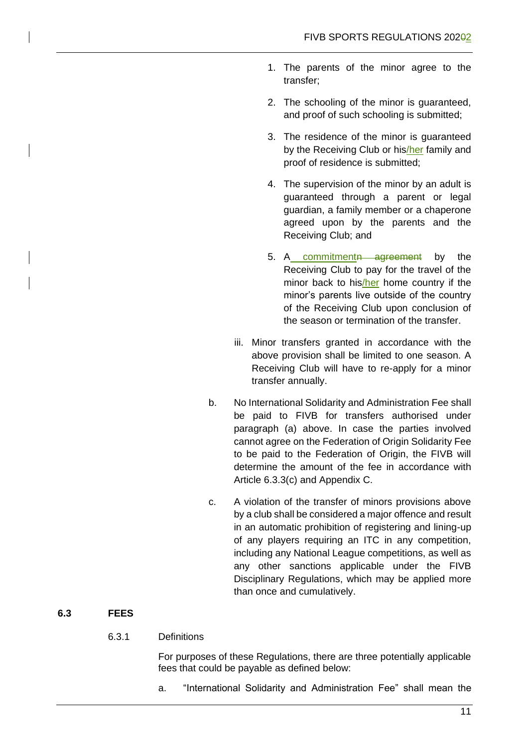1. The parents of the minor agree to the transfer;
2. The schooling of the minor is guaranteed, and proof of such schooling is submitted;
3. The residence of the minor is guaranteed by the Receiving Club or his/her family and proof of residence is submitted;
4. The supervision of the minor by an adult is guaranteed through a parent or legal guardian, a family member or a chaperone agreed upon by the parents and the Receiving Club; and
5. A commitment by the Receiving Club to pay for the travel of the minor back to his/her home country if the minor's parents live outside of the country of the Receiving Club upon conclusion of the season or termination of the transfer.

iii. Minor transfers granted in accordance with the above provision shall be limited to one season. A Receiving Club will have to re-apply for a minor transfer annually.

b. No International Solidarity and Administration Fee shall be paid to FIVB for transfers authorised under paragraph (a) above. In case the parties involved cannot agree on the Federation of Origin Solidarity Fee to be paid to the Federation of Origin, the FIVB will determine the amount of the fee in accordance with Article 6.3.3(c) and Appendix C.

c. A violation of the transfer of minors provisions above by a club shall be considered a major offence and result in an automatic prohibition of registering and lining-up of any players requiring an ITC in any competition, including any National League competitions, as well as any other sanctions applicable under the FIVB Disciplinary Regulations, which may be applied more than once and cumulatively.

## 6.3 FEES

### 6.3.1 Definitions

For purposes of these Regulations, there are three potentially applicable fees that could be payable as defined below:

a. "International Solidarity and Administration Fee" shall mean the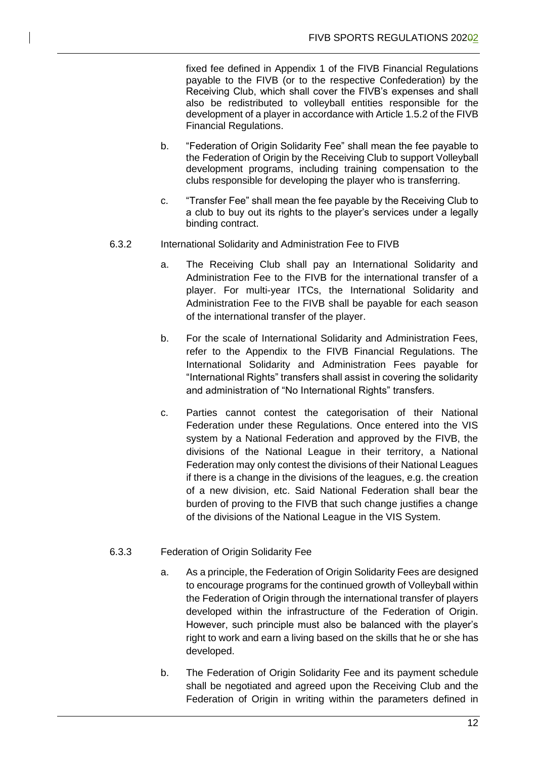fixed fee defined in Appendix 1 of the FIVB Financial Regulations payable to the FIVB (or to the respective Confederation) by the Receiving Club, which shall cover the FIVB's expenses and shall also be redistributed to volleyball entities responsible for the development of a player in accordance with Article 1.5.2 of the FIVB Financial Regulations.

b. "Federation of Origin Solidarity Fee" shall mean the fee payable to the Federation of Origin by the Receiving Club to support Volleyball development programs, including training compensation to the clubs responsible for developing the player who is transferring.

c. "Transfer Fee" shall mean the fee payable by the Receiving Club to a club to buy out its rights to the player's services under a legally binding contract.

6.3.2 International Solidarity and Administration Fee to FIVB

a. The Receiving Club shall pay an International Solidarity and Administration Fee to the FIVB for the international transfer of a player. For multi-year ITCs, the International Solidarity and Administration Fee to the FIVB shall be payable for each season of the international transfer of the player.

b. For the scale of International Solidarity and Administration Fees, refer to the Appendix to the FIVB Financial Regulations. The International Solidarity and Administration Fees payable for "International Rights" transfers shall assist in covering the solidarity and administration of "No International Rights" transfers.

c. Parties cannot contest the categorisation of their National Federation under these Regulations. Once entered into the VIS system by a National Federation and approved by the FIVB, the divisions of the National League in their territory, a National Federation may only contest the divisions of their National Leagues if there is a change in the divisions of the leagues, e.g. the creation of a new division, etc. Said National Federation shall bear the burden of proving to the FIVB that such change justifies a change of the divisions of the National League in the VIS System.

6.3.3 Federation of Origin Solidarity Fee

a. As a principle, the Federation of Origin Solidarity Fees are designed to encourage programs for the continued growth of Volleyball within the Federation of Origin through the international transfer of players developed within the infrastructure of the Federation of Origin. However, such principle must also be balanced with the player's right to work and earn a living based on the skills that he or she has developed.

b. The Federation of Origin Solidarity Fee and its payment schedule shall be negotiated and agreed upon the Receiving Club and the Federation of Origin in writing within the parameters defined in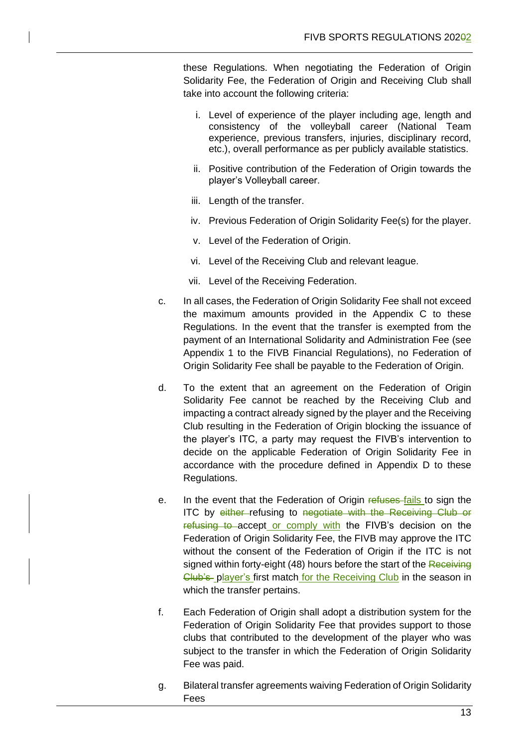these Regulations. When negotiating the Federation of Origin Solidarity Fee, the Federation of Origin and Receiving Club shall take into account the following criteria:

i. Level of experience of the player including age, length and consistency of the volleyball career (National Team experience, previous transfers, injuries, disciplinary record, etc.), overall performance as per publicly available statistics.

ii. Positive contribution of the Federation of Origin towards the player's Volleyball career.

iii. Length of the transfer.

iv. Previous Federation of Origin Solidarity Fee(s) for the player.

v. Level of the Federation of Origin.

vi. Level of the Receiving Club and relevant league.

vii. Level of the Receiving Federation.

c. In all cases, the Federation of Origin Solidarity Fee shall not exceed the maximum amounts provided in the Appendix C to these Regulations. In the event that the transfer is exempted from the payment of an International Solidarity and Administration Fee (see Appendix 1 to the FIVB Financial Regulations), no Federation of Origin Solidarity Fee shall be payable to the Federation of Origin.

d. To the extent that an agreement on the Federation of Origin Solidarity Fee cannot be reached by the Receiving Club and impacting a contract already signed by the player and the Receiving Club resulting in the Federation of Origin blocking the issuance of the player's ITC, a party may request the FIVB's intervention to decide on the applicable Federation of Origin Solidarity Fee in accordance with the procedure defined in Appendix D to these Regulations.

e. In the event that the Federation of Origin ~~refuses~~ fails to sign the ITC by ~~either~~ refusing to ~~negotiate with the Receiving Club or refusing to~~ accept or comply with the FIVB's decision on the Federation of Origin Solidarity Fee, the FIVB may approve the ITC without the consent of the Federation of Origin if the ITC is not signed within forty-eight (48) hours before the start of the ~~Receiving Club's~~ player's first match for the Receiving Club in the season in which the transfer pertains.

f. Each Federation of Origin shall adopt a distribution system for the Federation of Origin Solidarity Fee that provides support to those clubs that contributed to the development of the player who was subject to the transfer in which the Federation of Origin Solidarity Fee was paid.

g. Bilateral transfer agreements waiving Federation of Origin Solidarity Fees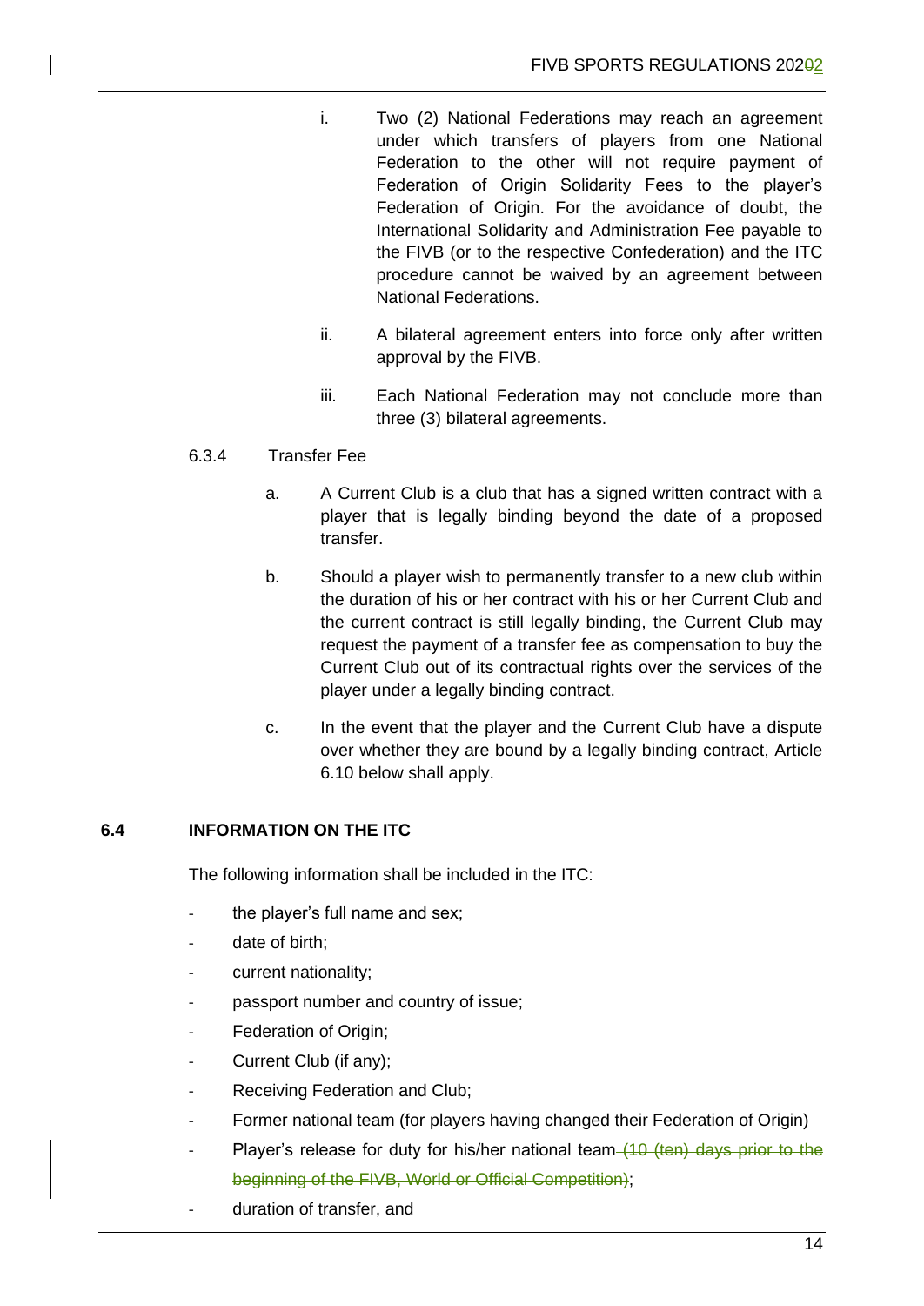i. Two (2) National Federations may reach an agreement under which transfers of players from one National Federation to the other will not require payment of Federation of Origin Solidarity Fees to the player's Federation of Origin. For the avoidance of doubt, the International Solidarity and Administration Fee payable to the FIVB (or to the respective Confederation) and the ITC procedure cannot be waived by an agreement between National Federations.

ii. A bilateral agreement enters into force only after written approval by the FIVB.

iii. Each National Federation may not conclude more than three (3) bilateral agreements.

6.3.4 Transfer Fee

a. A Current Club is a club that has a signed written contract with a player that is legally binding beyond the date of a proposed transfer.

b. Should a player wish to permanently transfer to a new club within the duration of his or her contract with his or her Current Club and the current contract is still legally binding, the Current Club may request the payment of a transfer fee as compensation to buy the Current Club out of its contractual rights over the services of the player under a legally binding contract.

c. In the event that the player and the Current Club have a dispute over whether they are bound by a legally binding contract, Article 6.10 below shall apply.

### 6.4 INFORMATION ON THE ITC

The following information shall be included in the ITC:

- the player's full name and sex;
- date of birth;
- current nationality;
- passport number and country of issue;
- Federation of Origin;
- Current Club (if any);
- Receiving Federation and Club;
- Former national team (for players having changed their Federation of Origin)
- Player's release for duty for his/her national team ~~(10 (ten) days prior to the beginning of the FIVB, World or Official Competition)~~;
- duration of transfer, and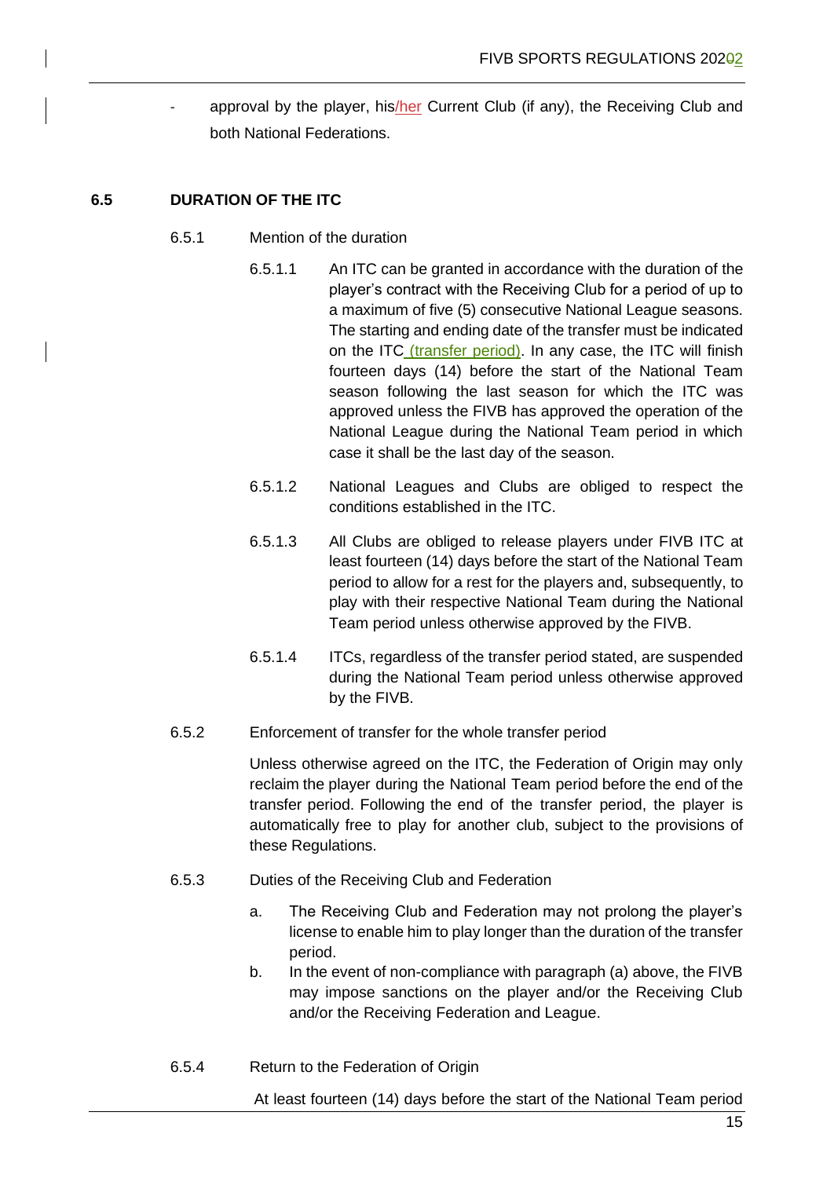- approval by the player, his/her Current Club (if any), the Receiving Club and both National Federations.

### 6.5 DURATION OF THE ITC

6.5.1 Mention of the duration

6.5.1.1 An ITC can be granted in accordance with the duration of the player's contract with the Receiving Club for a period of up to a maximum of five (5) consecutive National League seasons. The starting and ending date of the transfer must be indicated on the ITC (transfer period). In any case, the ITC will finish fourteen days (14) before the start of the National Team season following the last season for which the ITC was approved unless the FIVB has approved the operation of the National League during the National Team period in which case it shall be the last day of the season.

6.5.1.2 National Leagues and Clubs are obliged to respect the conditions established in the ITC.

6.5.1.3 All Clubs are obliged to release players under FIVB ITC at least fourteen (14) days before the start of the National Team period to allow for a rest for the players and, subsequently, to play with their respective National Team during the National Team period unless otherwise approved by the FIVB.

6.5.1.4 ITCs, regardless of the transfer period stated, are suspended during the National Team period unless otherwise approved by the FIVB.

6.5.2 Enforcement of transfer for the whole transfer period

Unless otherwise agreed on the ITC, the Federation of Origin may only reclaim the player during the National Team period before the end of the transfer period. Following the end of the transfer period, the player is automatically free to play for another club, subject to the provisions of these Regulations.

6.5.3 Duties of the Receiving Club and Federation

a. The Receiving Club and Federation may not prolong the player's license to enable him to play longer than the duration of the transfer period.

b. In the event of non-compliance with paragraph (a) above, the FIVB may impose sanctions on the player and/or the Receiving Club and/or the Receiving Federation and League.

6.5.4 Return to the Federation of Origin

At least fourteen (14) days before the start of the National Team period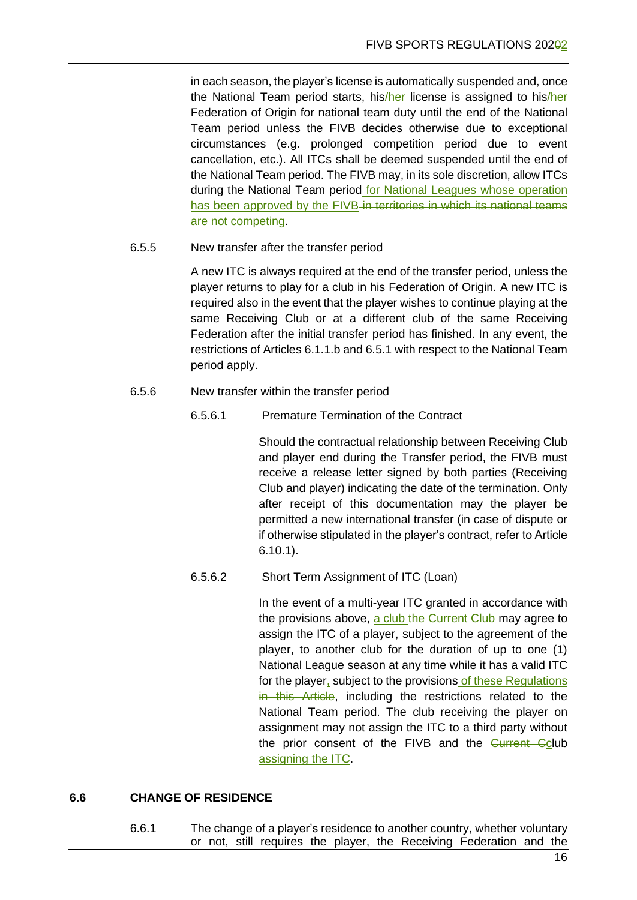in each season, the player's license is automatically suspended and, once the National Team period starts, his/her license is assigned to his/her Federation of Origin for national team duty until the end of the National Team period unless the FIVB decides otherwise due to exceptional circumstances (e.g. prolonged competition period due to event cancellation, etc.). All ITCs shall be deemed suspended until the end of the National Team period. The FIVB may, in its sole discretion, allow ITCs during the National Team period for National Leagues whose operation has been approved by the FIVB ~~in territories in which its national teams are not competing~~.

6.5.5 New transfer after the transfer period

A new ITC is always required at the end of the transfer period, unless the player returns to play for a club in his Federation of Origin. A new ITC is required also in the event that the player wishes to continue playing at the same Receiving Club or at a different club of the same Receiving Federation after the initial transfer period has finished. In any event, the restrictions of Articles 6.1.1.b and 6.5.1 with respect to the National Team period apply.

6.5.6 New transfer within the transfer period

6.5.6.1 Premature Termination of the Contract

Should the contractual relationship between Receiving Club and player end during the Transfer period, the FIVB must receive a release letter signed by both parties (Receiving Club and player) indicating the date of the termination. Only after receipt of this documentation may the player be permitted a new international transfer (in case of dispute or if otherwise stipulated in the player's contract, refer to Article 6.10.1).

6.5.6.2 Short Term Assignment of ITC (Loan)

In the event of a multi-year ITC granted in accordance with the provisions above, a club ~~the Current Club~~ may agree to assign the ITC of a player, subject to the agreement of the player, to another club for the duration of up to one (1) National League season at any time while it has a valid ITC for the player, subject to the provisions of these Regulations ~~in this Article~~, including the restrictions related to the National Team period. The club receiving the player on assignment may not assign the ITC to a third party without the prior consent of the FIVB and the ~~Current C~~club assigning the ITC.

## 6.6 CHANGE OF RESIDENCE

6.6.1 The change of a player's residence to another country, whether voluntary or not, still requires the player, the Receiving Federation and the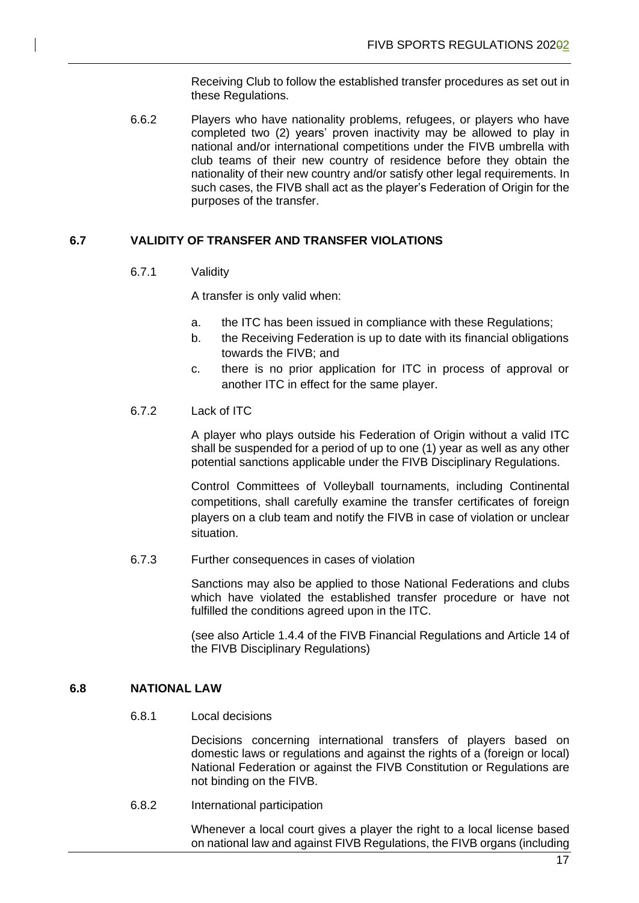Receiving Club to follow the established transfer procedures as set out in these Regulations.

6.6.2 Players who have nationality problems, refugees, or players who have completed two (2) years' proven inactivity may be allowed to play in national and/or international competitions under the FIVB umbrella with club teams of their new country of residence before they obtain the nationality of their new country and/or satisfy other legal requirements. In such cases, the FIVB shall act as the player's Federation of Origin for the purposes of the transfer.

## 6.7 VALIDITY OF TRANSFER AND TRANSFER VIOLATIONS

6.7.1 Validity

A transfer is only valid when:

a. the ITC has been issued in compliance with these Regulations;
b. the Receiving Federation is up to date with its financial obligations towards the FIVB; and
c. there is no prior application for ITC in process of approval or another ITC in effect for the same player.

6.7.2 Lack of ITC

A player who plays outside his Federation of Origin without a valid ITC shall be suspended for a period of up to one (1) year as well as any other potential sanctions applicable under the FIVB Disciplinary Regulations.

Control Committees of Volleyball tournaments, including Continental competitions, shall carefully examine the transfer certificates of foreign players on a club team and notify the FIVB in case of violation or unclear situation.

6.7.3 Further consequences in cases of violation

Sanctions may also be applied to those National Federations and clubs which have violated the established transfer procedure or have not fulfilled the conditions agreed upon in the ITC.

(see also Article 1.4.4 of the FIVB Financial Regulations and Article 14 of the FIVB Disciplinary Regulations)

## 6.8 NATIONAL LAW

6.8.1 Local decisions

Decisions concerning international transfers of players based on domestic laws or regulations and against the rights of a (foreign or local) National Federation or against the FIVB Constitution or Regulations are not binding on the FIVB.

6.8.2 International participation

Whenever a local court gives a player the right to a local license based on national law and against FIVB Regulations, the FIVB organs (including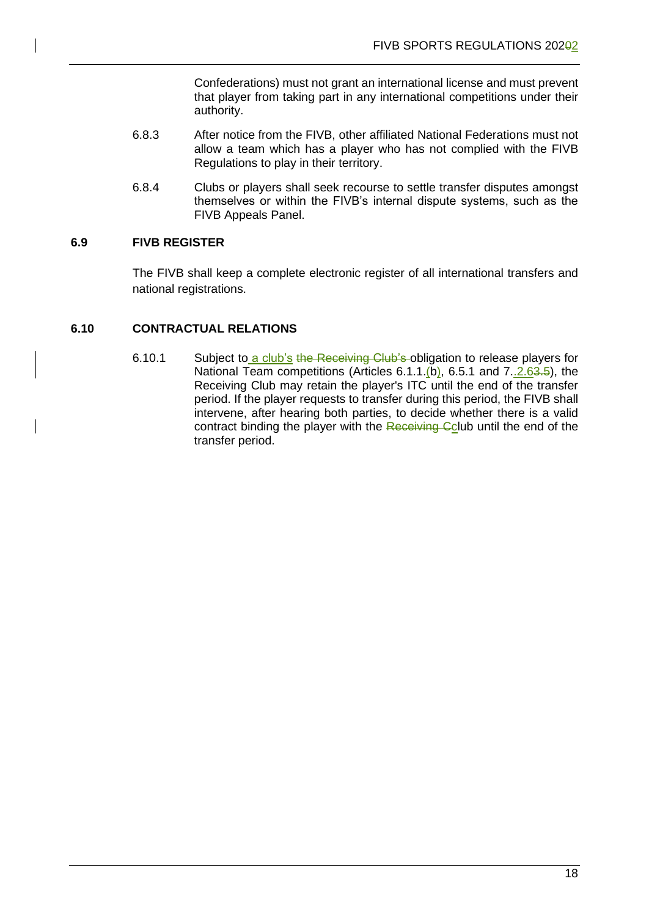Confederations) must not grant an international license and must prevent that player from taking part in any international competitions under their authority.

6.8.3 After notice from the FIVB, other affiliated National Federations must not allow a team which has a player who has not complied with the FIVB Regulations to play in their territory.

6.8.4 Clubs or players shall seek recourse to settle transfer disputes amongst themselves or within the FIVB's internal dispute systems, such as the FIVB Appeals Panel.

## 6.9 FIVB REGISTER

The FIVB shall keep a complete electronic register of all international transfers and national registrations.

## 6.10 CONTRACTUAL RELATIONS

6.10.1 Subject to a club's ~~the Receiving Club's~~ obligation to release players for National Team competitions (Articles 6.1.1.(b), 6.5.1 and 7..2.6~~3.5~~), the Receiving Club may retain the player's ITC until the end of the transfer period. If the player requests to transfer during this period, the FIVB shall intervene, after hearing both parties, to decide whether there is a valid contract binding the player with the ~~Receiving C~~club until the end of the transfer period.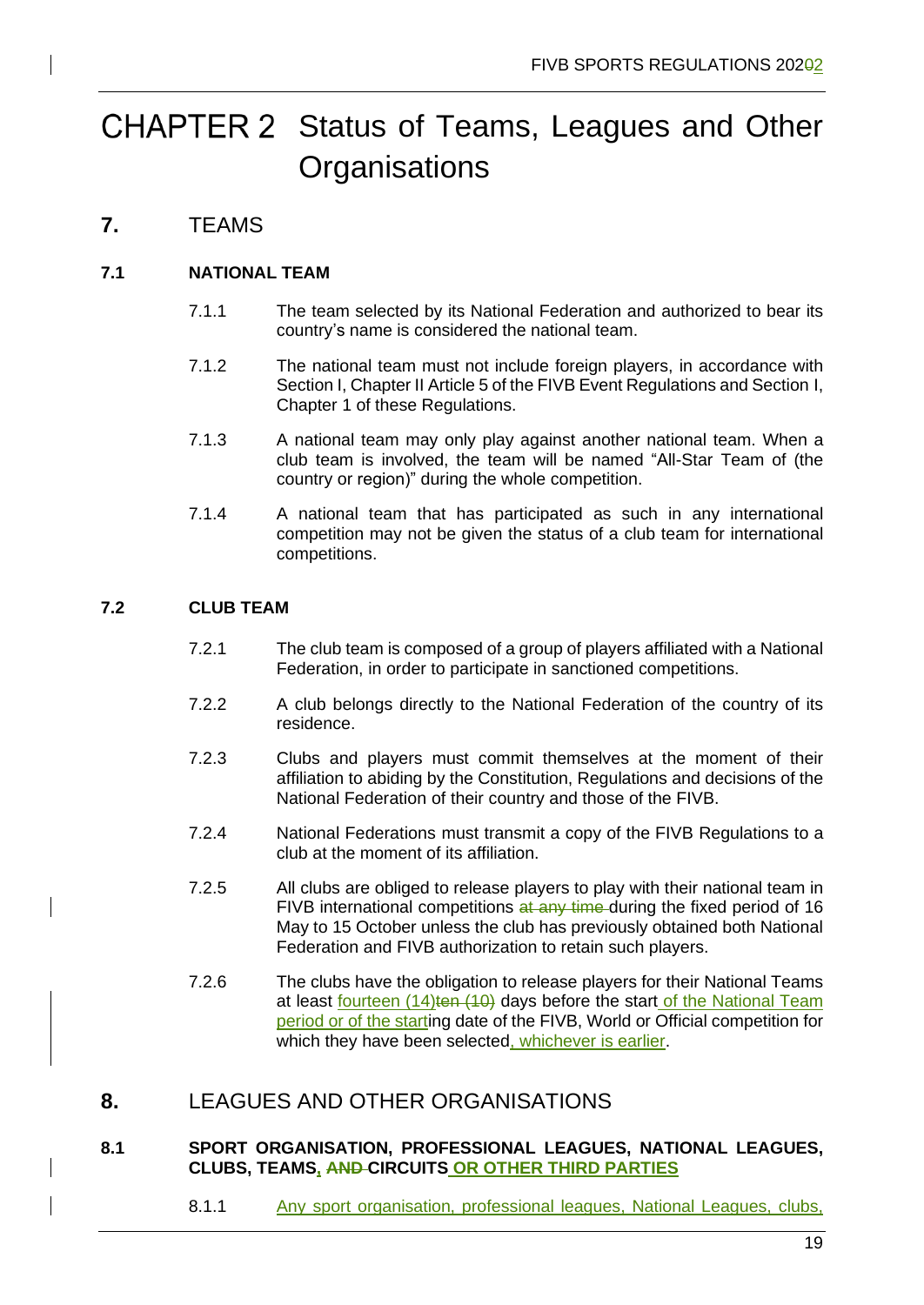# CHAPTER 2 Status of Teams, Leagues and Other Organisations

## 7. TEAMS

### 7.1 NATIONAL TEAM

7.1.1 The team selected by its National Federation and authorized to bear its country's name is considered the national team.

7.1.2 The national team must not include foreign players, in accordance with Section I, Chapter II Article 5 of the FIVB Event Regulations and Section I, Chapter 1 of these Regulations.

7.1.3 A national team may only play against another national team. When a club team is involved, the team will be named "All-Star Team of (the country or region)" during the whole competition.

7.1.4 A national team that has participated as such in any international competition may not be given the status of a club team for international competitions.

### 7.2 CLUB TEAM

7.2.1 The club team is composed of a group of players affiliated with a National Federation, in order to participate in sanctioned competitions.

7.2.2 A club belongs directly to the National Federation of the country of its residence.

7.2.3 Clubs and players must commit themselves at the moment of their affiliation to abiding by the Constitution, Regulations and decisions of the National Federation of their country and those of the FIVB.

7.2.4 National Federations must transmit a copy of the FIVB Regulations to a club at the moment of its affiliation.

7.2.5 All clubs are obliged to release players to play with their national team in FIVB international competitions ~~at any time~~ during the fixed period of 16 May to 15 October unless the club has previously obtained both National Federation and FIVB authorization to retain such players.

7.2.6 The clubs have the obligation to release players for their National Teams at least fourteen (14)~~ten (10)~~ days before the start of the National Team period or of the starting date of the FIVB, World or Official competition for which they have been selected, whichever is earlier.

## 8. LEAGUES AND OTHER ORGANISATIONS

### 8.1 SPORT ORGANISATION, PROFESSIONAL LEAGUES, NATIONAL LEAGUES, CLUBS, TEAMS, ~~AND~~ CIRCUITS OR OTHER THIRD PARTIES

8.1.1 Any sport organisation, professional leagues, National Leagues, clubs,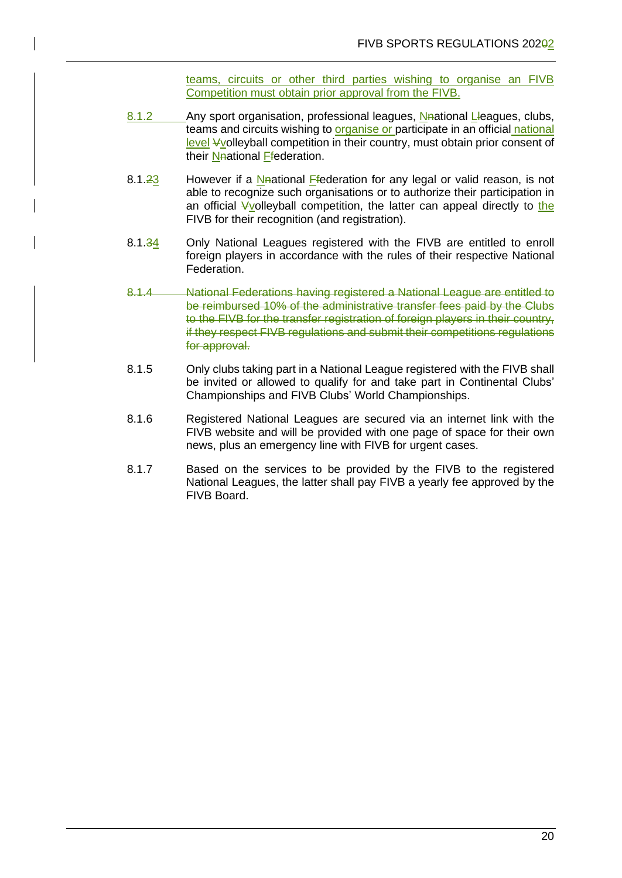teams, circuits or other third parties wishing to organise an FIVB Competition must obtain prior approval from the FIVB.

8.1.2 Any sport organisation, professional leagues, National Leagues, clubs, teams and circuits wishing to organise or participate in an official national level volleyball competition in their country, must obtain prior consent of their National Federation.

8.1.3 However if a National Federation for any legal or valid reason, is not able to recognize such organisations or to authorize their participation in an official volleyball competition, the latter can appeal directly to the FIVB for their recognition (and registration).

8.1.4 Only National Leagues registered with the FIVB are entitled to enroll foreign players in accordance with the rules of their respective National Federation.

~~8.1.4 National Federations having registered a National League are entitled to be reimbursed 10% of the administrative transfer fees paid by the Clubs to the FIVB for the transfer registration of foreign players in their country, if they respect FIVB regulations and submit their competitions regulations for approval.~~

8.1.5 Only clubs taking part in a National League registered with the FIVB shall be invited or allowed to qualify for and take part in Continental Clubs' Championships and FIVB Clubs' World Championships.

8.1.6 Registered National Leagues are secured via an internet link with the FIVB website and will be provided with one page of space for their own news, plus an emergency line with FIVB for urgent cases.

8.1.7 Based on the services to be provided by the FIVB to the registered National Leagues, the latter shall pay FIVB a yearly fee approved by the FIVB Board.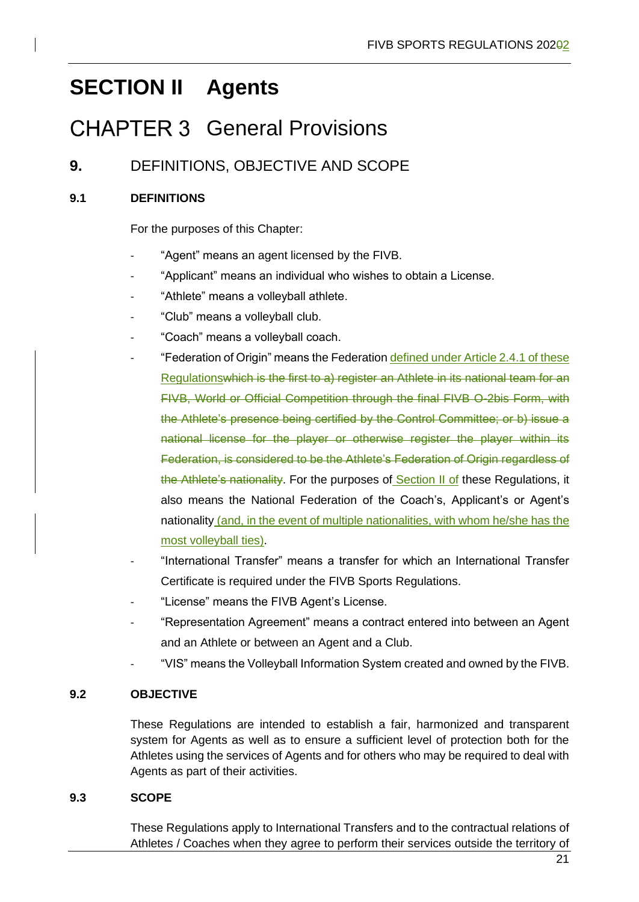# SECTION II Agents

# CHAPTER 3 General Provisions

## 9. DEFINITIONS, OBJECTIVE AND SCOPE

### 9.1 DEFINITIONS

For the purposes of this Chapter:

- "Agent" means an agent licensed by the FIVB.
- "Applicant" means an individual who wishes to obtain a License.
- "Athlete" means a volleyball athlete.
- "Club" means a volleyball club.
- "Coach" means a volleyball coach.
- "Federation of Origin" means the Federation defined under Article 2.4.1 of these Regulations~~which is the first to a) register an Athlete in its national team for an FIVB, World or Official Competition through the final FIVB O-2bis Form, with the Athlete's presence being certified by the Control Committee; or b) issue a national license for the player or otherwise register the player within its Federation, is considered to be the Athlete's Federation of Origin regardless of the Athlete's nationality~~. For the purposes of Section II of these Regulations, it also means the National Federation of the Coach's, Applicant's or Agent's nationality (and, in the event of multiple nationalities, with whom he/she has the most volleyball ties).
- "International Transfer" means a transfer for which an International Transfer Certificate is required under the FIVB Sports Regulations.
- "License" means the FIVB Agent's License.
- "Representation Agreement" means a contract entered into between an Agent and an Athlete or between an Agent and a Club.
- "VIS" means the Volleyball Information System created and owned by the FIVB.

### 9.2 OBJECTIVE

These Regulations are intended to establish a fair, harmonized and transparent system for Agents as well as to ensure a sufficient level of protection both for the Athletes using the services of Agents and for others who may be required to deal with Agents as part of their activities.

### 9.3 SCOPE

These Regulations apply to International Transfers and to the contractual relations of Athletes / Coaches when they agree to perform their services outside the territory of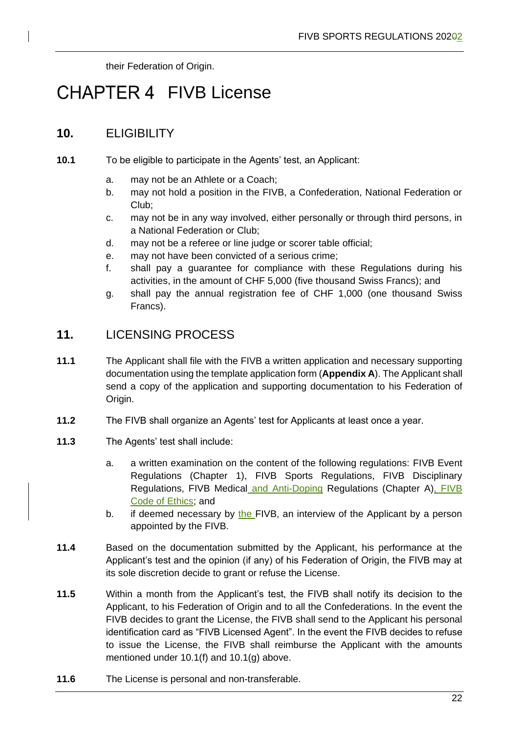their Federation of Origin.

# CHAPTER 4 FIVB License

## 10. ELIGIBILITY

**10.1** To be eligible to participate in the Agents' test, an Applicant:

a. may not be an Athlete or a Coach;
b. may not hold a position in the FIVB, a Confederation, National Federation or Club;
c. may not be in any way involved, either personally or through third persons, in a National Federation or Club;
d. may not be a referee or line judge or scorer table official;
e. may not have been convicted of a serious crime;
f. shall pay a guarantee for compliance with these Regulations during his activities, in the amount of CHF 5,000 (five thousand Swiss Francs); and
g. shall pay the annual registration fee of CHF 1,000 (one thousand Swiss Francs).

## 11. LICENSING PROCESS

**11.1** The Applicant shall file with the FIVB a written application and necessary supporting documentation using the template application form (**Appendix A**). The Applicant shall send a copy of the application and supporting documentation to his Federation of Origin.

**11.2** The FIVB shall organize an Agents' test for Applicants at least once a year.

**11.3** The Agents' test shall include:

a. a written examination on the content of the following regulations: FIVB Event Regulations (Chapter 1), FIVB Sports Regulations, FIVB Disciplinary Regulations, FIVB Medical and Anti-Doping Regulations (Chapter A), FIVB Code of Ethics; and
b. if deemed necessary by the FIVB, an interview of the Applicant by a person appointed by the FIVB.

**11.4** Based on the documentation submitted by the Applicant, his performance at the Applicant's test and the opinion (if any) of his Federation of Origin, the FIVB may at its sole discretion decide to grant or refuse the License.

**11.5** Within a month from the Applicant's test, the FIVB shall notify its decision to the Applicant, to his Federation of Origin and to all the Confederations. In the event the FIVB decides to grant the License, the FIVB shall send to the Applicant his personal identification card as "FIVB Licensed Agent". In the event the FIVB decides to refuse to issue the License, the FIVB shall reimburse the Applicant with the amounts mentioned under 10.1(f) and 10.1(g) above.

**11.6** The License is personal and non-transferable.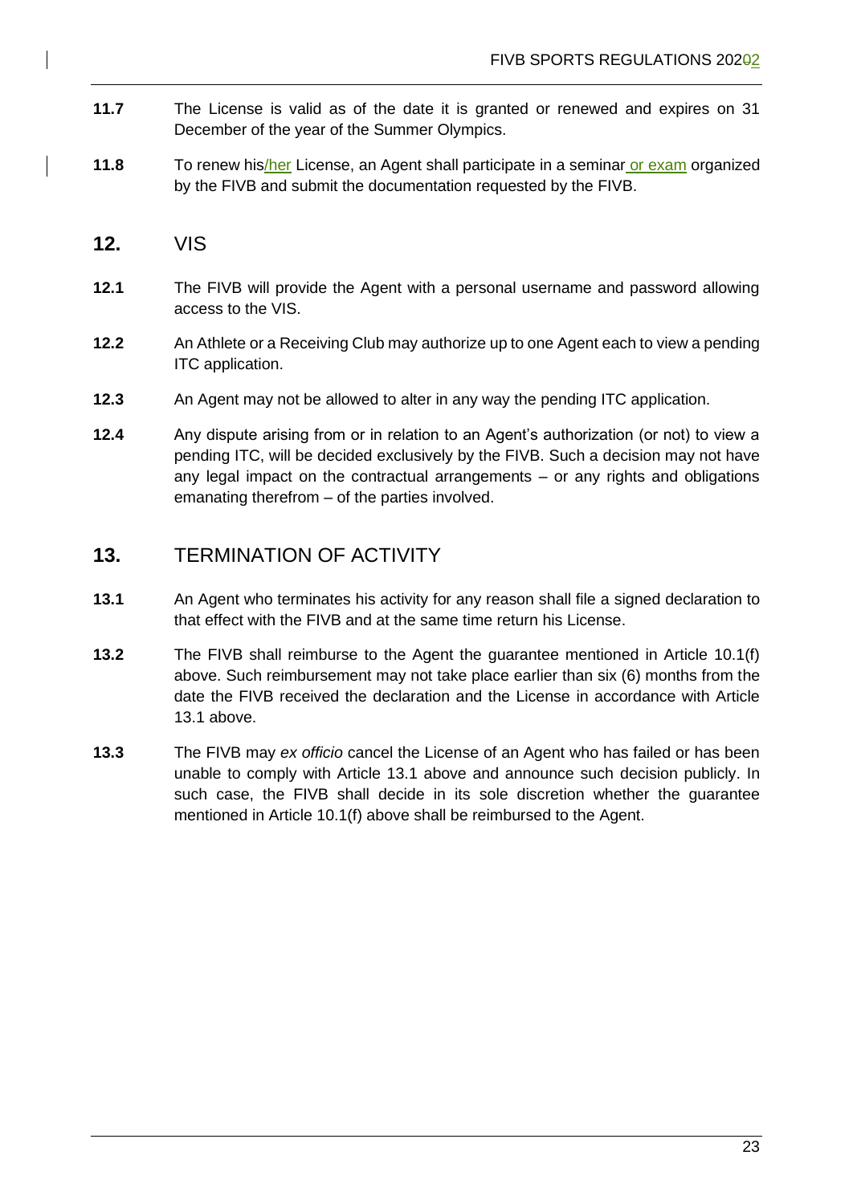**11.7** The License is valid as of the date it is granted or renewed and expires on 31 December of the year of the Summer Olympics.

**11.8** To renew his/her License, an Agent shall participate in a seminar or exam organized by the FIVB and submit the documentation requested by the FIVB.

## 12. VIS

**12.1** The FIVB will provide the Agent with a personal username and password allowing access to the VIS.

**12.2** An Athlete or a Receiving Club may authorize up to one Agent each to view a pending ITC application.

**12.3** An Agent may not be allowed to alter in any way the pending ITC application.

**12.4** Any dispute arising from or in relation to an Agent's authorization (or not) to view a pending ITC, will be decided exclusively by the FIVB. Such a decision may not have any legal impact on the contractual arrangements – or any rights and obligations emanating therefrom – of the parties involved.

## 13. TERMINATION OF ACTIVITY

**13.1** An Agent who terminates his activity for any reason shall file a signed declaration to that effect with the FIVB and at the same time return his License.

**13.2** The FIVB shall reimburse to the Agent the guarantee mentioned in Article 10.1(f) above. Such reimbursement may not take place earlier than six (6) months from the date the FIVB received the declaration and the License in accordance with Article 13.1 above.

**13.3** The FIVB may *ex officio* cancel the License of an Agent who has failed or has been unable to comply with Article 13.1 above and announce such decision publicly. In such case, the FIVB shall decide in its sole discretion whether the guarantee mentioned in Article 10.1(f) above shall be reimbursed to the Agent.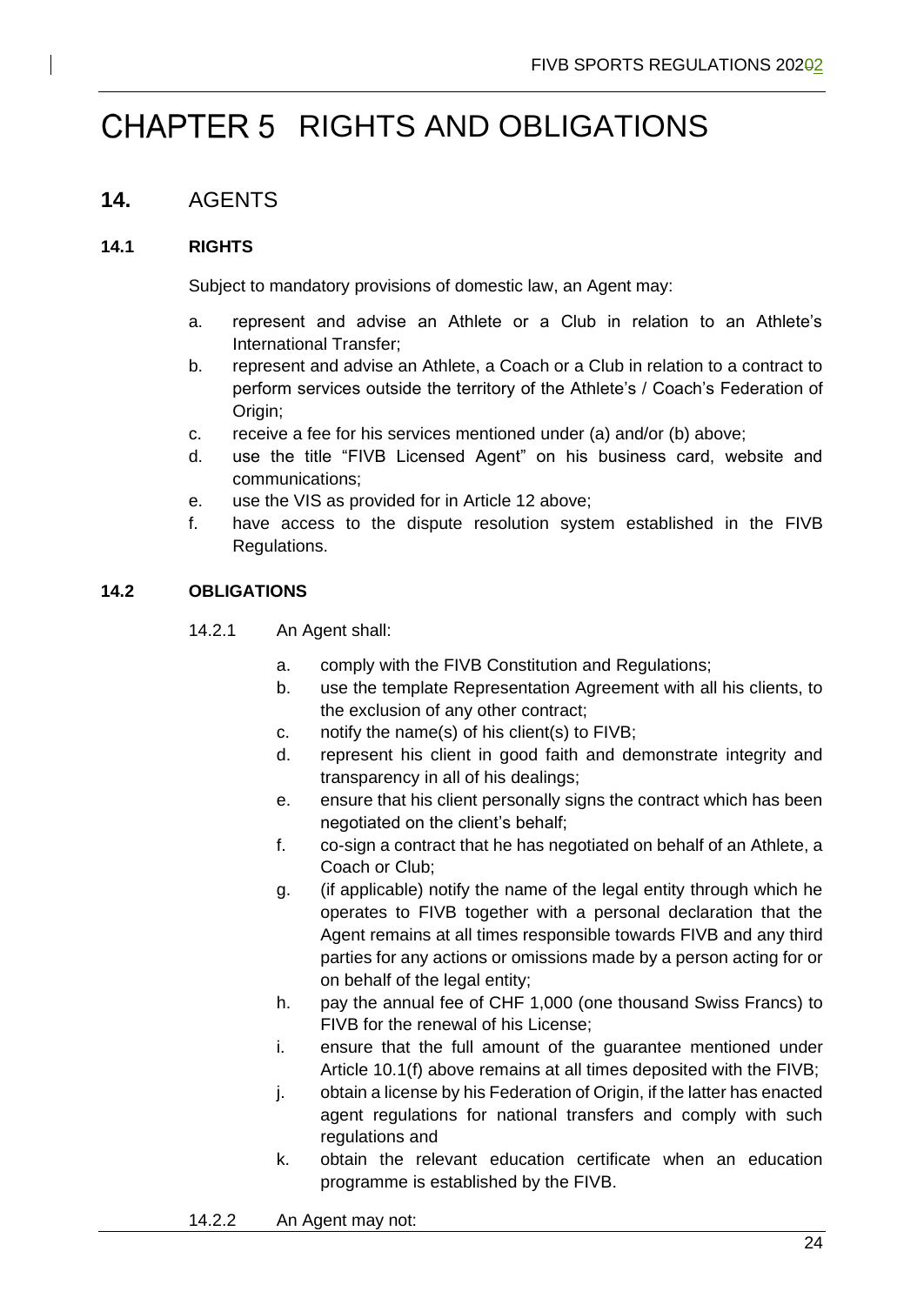# CHAPTER 5 RIGHTS AND OBLIGATIONS

## 14. AGENTS

### 14.1 RIGHTS

Subject to mandatory provisions of domestic law, an Agent may:

a. represent and advise an Athlete or a Club in relation to an Athlete's International Transfer;
b. represent and advise an Athlete, a Coach or a Club in relation to a contract to perform services outside the territory of the Athlete's / Coach's Federation of Origin;
c. receive a fee for his services mentioned under (a) and/or (b) above;
d. use the title "FIVB Licensed Agent" on his business card, website and communications;
e. use the VIS as provided for in Article 12 above;
f. have access to the dispute resolution system established in the FIVB Regulations.

### 14.2 OBLIGATIONS

14.2.1 An Agent shall:

a. comply with the FIVB Constitution and Regulations;
b. use the template Representation Agreement with all his clients, to the exclusion of any other contract;
c. notify the name(s) of his client(s) to FIVB;
d. represent his client in good faith and demonstrate integrity and transparency in all of his dealings;
e. ensure that his client personally signs the contract which has been negotiated on the client's behalf;
f. co-sign a contract that he has negotiated on behalf of an Athlete, a Coach or Club;
g. (if applicable) notify the name of the legal entity through which he operates to FIVB together with a personal declaration that the Agent remains at all times responsible towards FIVB and any third parties for any actions or omissions made by a person acting for or on behalf of the legal entity;
h. pay the annual fee of CHF 1,000 (one thousand Swiss Francs) to FIVB for the renewal of his License;
i. ensure that the full amount of the guarantee mentioned under Article 10.1(f) above remains at all times deposited with the FIVB;
j. obtain a license by his Federation of Origin, if the latter has enacted agent regulations for national transfers and comply with such regulations and
k. obtain the relevant education certificate when an education programme is established by the FIVB.

14.2.2 An Agent may not: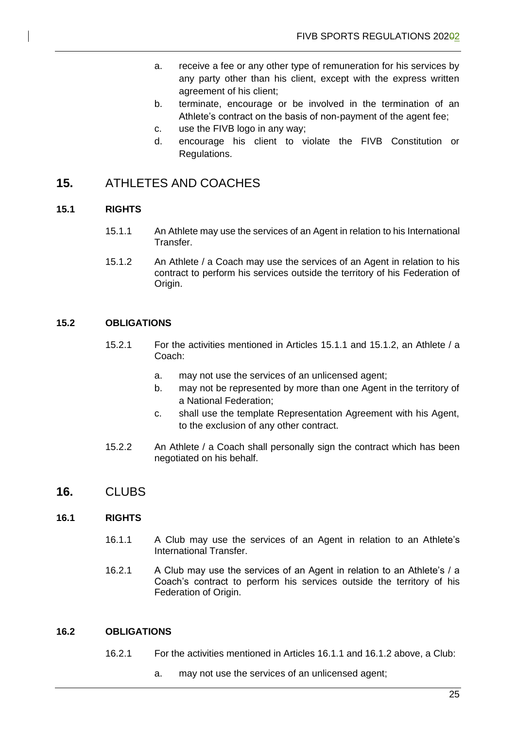a. receive a fee or any other type of remuneration for his services by any party other than his client, except with the express written agreement of his client;
b. terminate, encourage or be involved in the termination of an Athlete's contract on the basis of non-payment of the agent fee;
c. use the FIVB logo in any way;
d. encourage his client to violate the FIVB Constitution or Regulations.

## 15. ATHLETES AND COACHES

### 15.1 RIGHTS

15.1.1 An Athlete may use the services of an Agent in relation to his International Transfer.

15.1.2 An Athlete / a Coach may use the services of an Agent in relation to his contract to perform his services outside the territory of his Federation of Origin.

### 15.2 OBLIGATIONS

15.2.1 For the activities mentioned in Articles 15.1.1 and 15.1.2, an Athlete / a Coach:

a. may not use the services of an unlicensed agent;
b. may not be represented by more than one Agent in the territory of a National Federation;
c. shall use the template Representation Agreement with his Agent, to the exclusion of any other contract.

15.2.2 An Athlete / a Coach shall personally sign the contract which has been negotiated on his behalf.

## 16. CLUBS

### 16.1 RIGHTS

16.1.1 A Club may use the services of an Agent in relation to an Athlete's International Transfer.

16.2.1 A Club may use the services of an Agent in relation to an Athlete's / a Coach's contract to perform his services outside the territory of his Federation of Origin.

### 16.2 OBLIGATIONS

16.2.1 For the activities mentioned in Articles 16.1.1 and 16.1.2 above, a Club:

a. may not use the services of an unlicensed agent;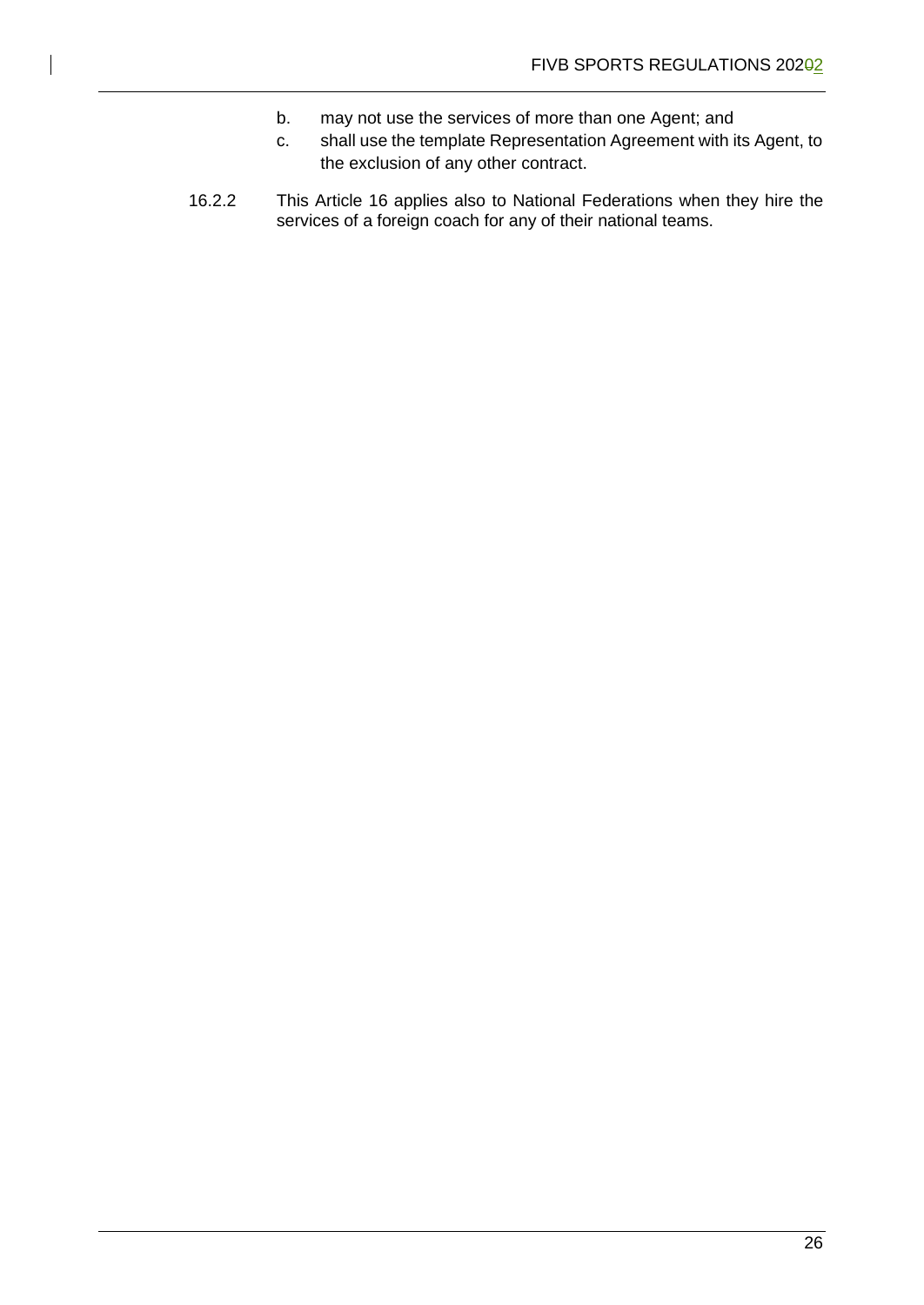b. may not use the services of more than one Agent; and
c. shall use the template Representation Agreement with its Agent, to the exclusion of any other contract.

16.2.2 This Article 16 applies also to National Federations when they hire the services of a foreign coach for any of their national teams.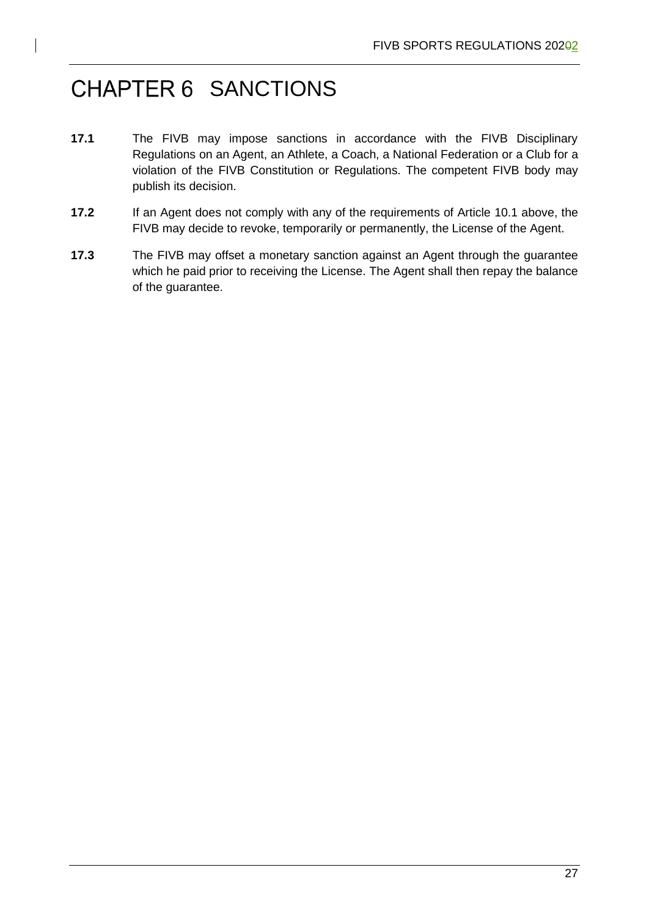# CHAPTER 6 SANCTIONS

**17.1** The FIVB may impose sanctions in accordance with the FIVB Disciplinary Regulations on an Agent, an Athlete, a Coach, a National Federation or a Club for a violation of the FIVB Constitution or Regulations. The competent FIVB body may publish its decision.

**17.2** If an Agent does not comply with any of the requirements of Article 10.1 above, the FIVB may decide to revoke, temporarily or permanently, the License of the Agent.

**17.3** The FIVB may offset a monetary sanction against an Agent through the guarantee which he paid prior to receiving the License. The Agent shall then repay the balance of the guarantee.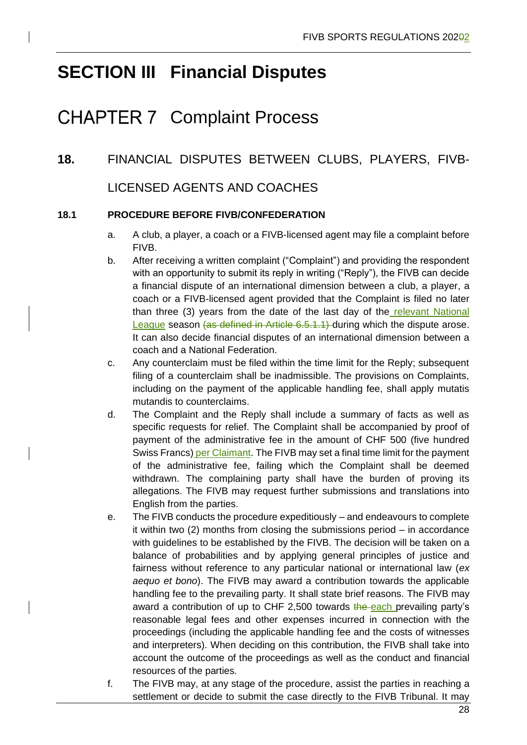# SECTION III Financial Disputes

# CHAPTER 7 Complaint Process

## 18. FINANCIAL DISPUTES BETWEEN CLUBS, PLAYERS, FIVB-LICENSED AGENTS AND COACHES

### 18.1 PROCEDURE BEFORE FIVB/CONFEDERATION

a. A club, a player, a coach or a FIVB-licensed agent may file a complaint before FIVB.

b. After receiving a written complaint ("Complaint") and providing the respondent with an opportunity to submit its reply in writing ("Reply"), the FIVB can decide a financial dispute of an international dimension between a club, a player, a coach or a FIVB-licensed agent provided that the Complaint is filed no later than three (3) years from the date of the last day of the relevant National League season ~~(as defined in Article 6.5.1.1)~~ during which the dispute arose. It can also decide financial disputes of an international dimension between a coach and a National Federation.

c. Any counterclaim must be filed within the time limit for the Reply; subsequent filing of a counterclaim shall be inadmissible. The provisions on Complaints, including on the payment of the applicable handling fee, shall apply mutatis mutandis to counterclaims.

d. The Complaint and the Reply shall include a summary of facts as well as specific requests for relief. The Complaint shall be accompanied by proof of payment of the administrative fee in the amount of CHF 500 (five hundred Swiss Francs) per Claimant. The FIVB may set a final time limit for the payment of the administrative fee, failing which the Complaint shall be deemed withdrawn. The complaining party shall have the burden of proving its allegations. The FIVB may request further submissions and translations into English from the parties.

e. The FIVB conducts the procedure expeditiously – and endeavours to complete it within two (2) months from closing the submissions period – in accordance with guidelines to be established by the FIVB. The decision will be taken on a balance of probabilities and by applying general principles of justice and fairness without reference to any particular national or international law (*ex aequo et bono*). The FIVB may award a contribution towards the applicable handling fee to the prevailing party. It shall state brief reasons. The FIVB may award a contribution of up to CHF 2,500 towards ~~the~~ each prevailing party's reasonable legal fees and other expenses incurred in connection with the proceedings (including the applicable handling fee and the costs of witnesses and interpreters). When deciding on this contribution, the FIVB shall take into account the outcome of the proceedings as well as the conduct and financial resources of the parties.

f. The FIVB may, at any stage of the procedure, assist the parties in reaching a settlement or decide to submit the case directly to the FIVB Tribunal. It may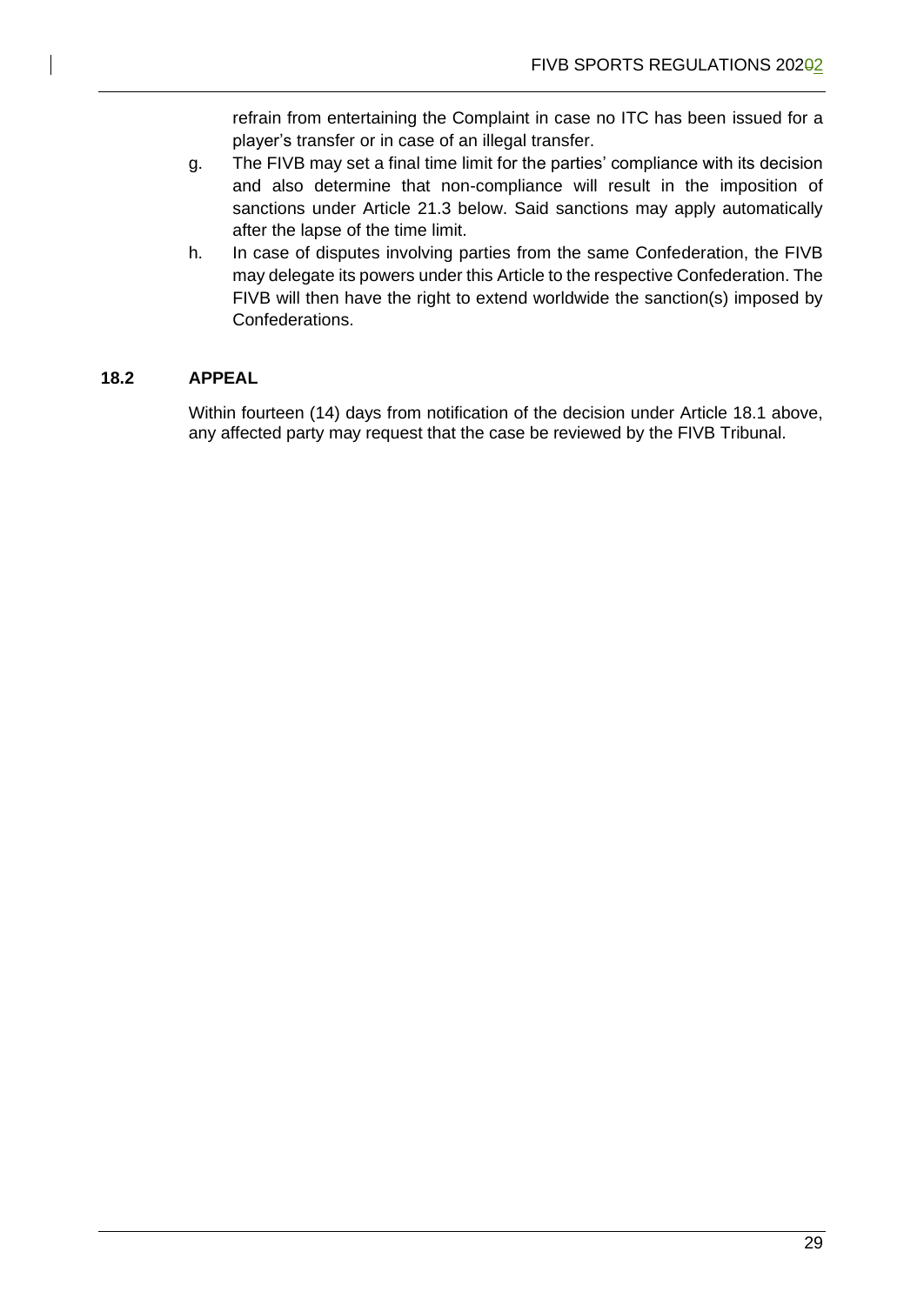refrain from entertaining the Complaint in case no ITC has been issued for a player's transfer or in case of an illegal transfer.

g. The FIVB may set a final time limit for the parties' compliance with its decision and also determine that non-compliance will result in the imposition of sanctions under Article 21.3 below. Said sanctions may apply automatically after the lapse of the time limit.

h. In case of disputes involving parties from the same Confederation, the FIVB may delegate its powers under this Article to the respective Confederation. The FIVB will then have the right to extend worldwide the sanction(s) imposed by Confederations.

### 18.2 APPEAL

Within fourteen (14) days from notification of the decision under Article 18.1 above, any affected party may request that the case be reviewed by the FIVB Tribunal.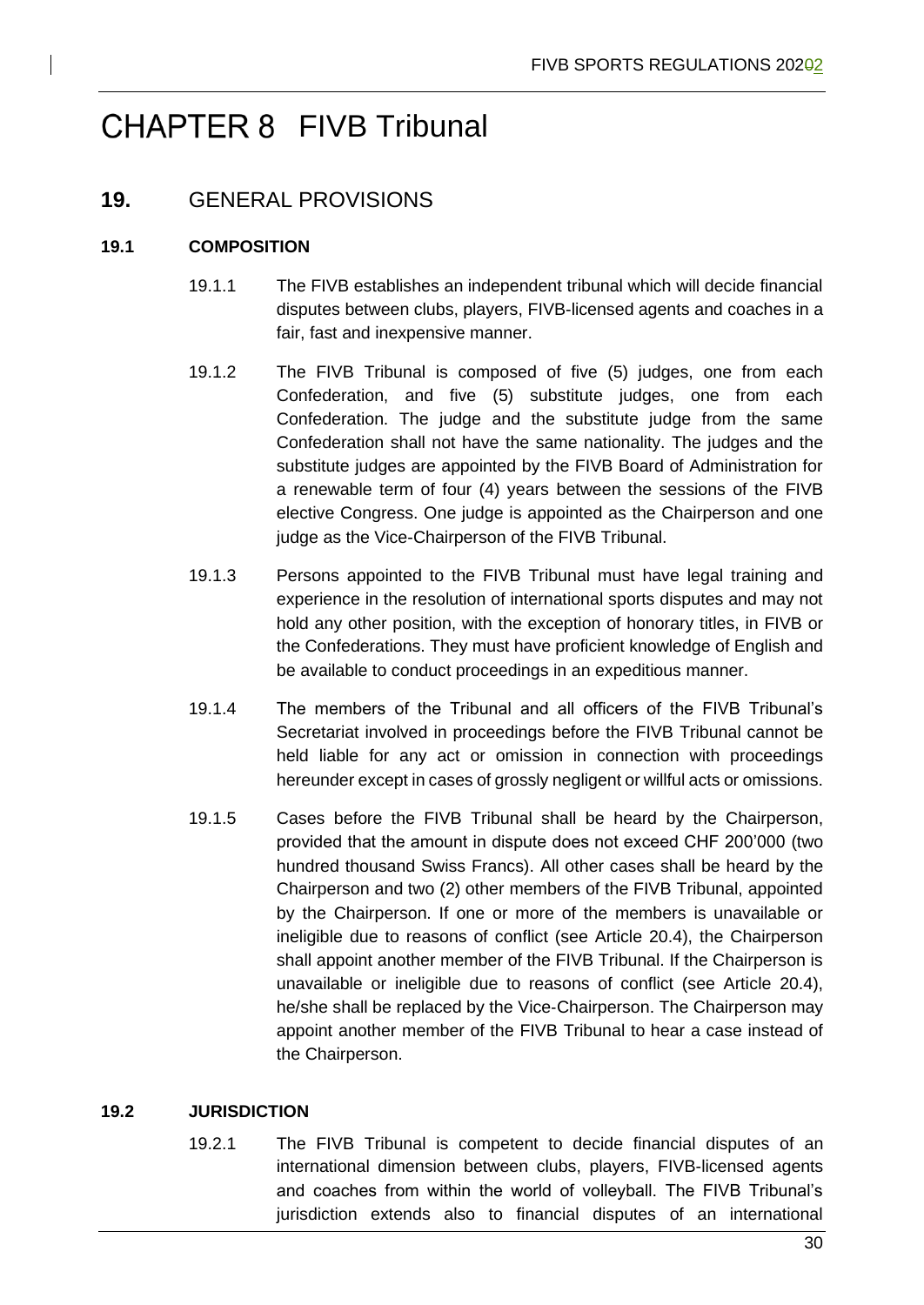# CHAPTER 8 FIVB Tribunal

## 19. GENERAL PROVISIONS

### 19.1 COMPOSITION

19.1.1 The FIVB establishes an independent tribunal which will decide financial disputes between clubs, players, FIVB-licensed agents and coaches in a fair, fast and inexpensive manner.

19.1.2 The FIVB Tribunal is composed of five (5) judges, one from each Confederation, and five (5) substitute judges, one from each Confederation. The judge and the substitute judge from the same Confederation shall not have the same nationality. The judges and the substitute judges are appointed by the FIVB Board of Administration for a renewable term of four (4) years between the sessions of the FIVB elective Congress. One judge is appointed as the Chairperson and one judge as the Vice-Chairperson of the FIVB Tribunal.

19.1.3 Persons appointed to the FIVB Tribunal must have legal training and experience in the resolution of international sports disputes and may not hold any other position, with the exception of honorary titles, in FIVB or the Confederations. They must have proficient knowledge of English and be available to conduct proceedings in an expeditious manner.

19.1.4 The members of the Tribunal and all officers of the FIVB Tribunal's Secretariat involved in proceedings before the FIVB Tribunal cannot be held liable for any act or omission in connection with proceedings hereunder except in cases of grossly negligent or willful acts or omissions.

19.1.5 Cases before the FIVB Tribunal shall be heard by the Chairperson, provided that the amount in dispute does not exceed CHF 200'000 (two hundred thousand Swiss Francs). All other cases shall be heard by the Chairperson and two (2) other members of the FIVB Tribunal, appointed by the Chairperson. If one or more of the members is unavailable or ineligible due to reasons of conflict (see Article 20.4), the Chairperson shall appoint another member of the FIVB Tribunal. If the Chairperson is unavailable or ineligible due to reasons of conflict (see Article 20.4), he/she shall be replaced by the Vice-Chairperson. The Chairperson may appoint another member of the FIVB Tribunal to hear a case instead of the Chairperson.

### 19.2 JURISDICTION

19.2.1 The FIVB Tribunal is competent to decide financial disputes of an international dimension between clubs, players, FIVB-licensed agents and coaches from within the world of volleyball. The FIVB Tribunal's jurisdiction extends also to financial disputes of an international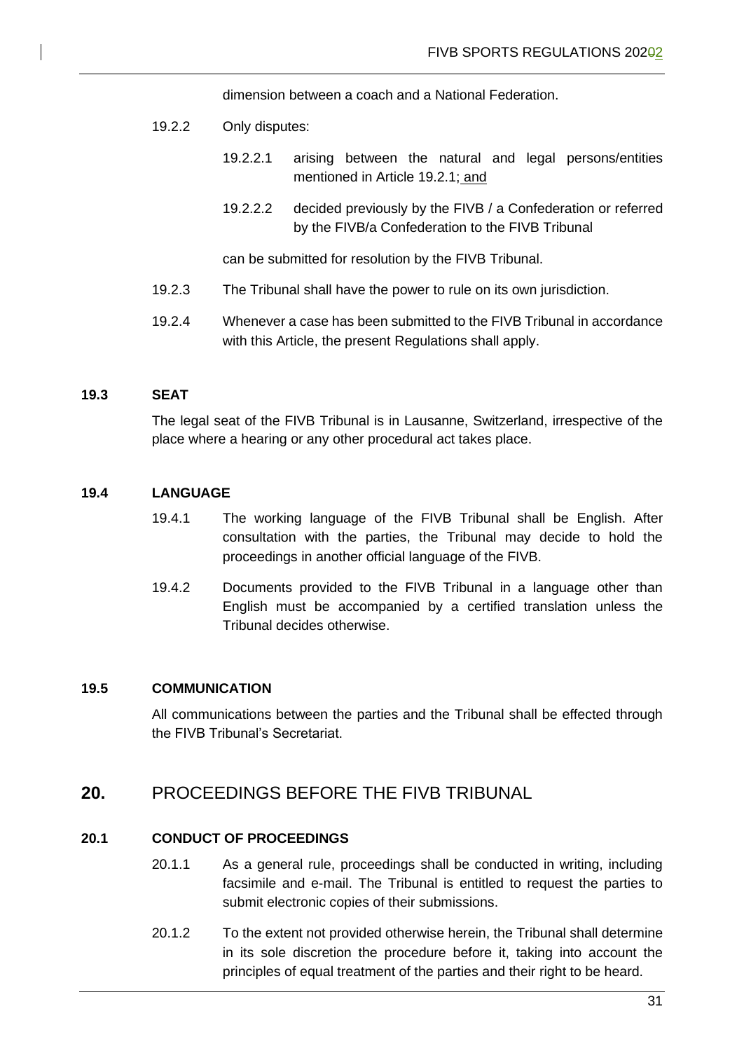dimension between a coach and a National Federation.

19.2.2 Only disputes:

19.2.2.1 arising between the natural and legal persons/entities mentioned in Article 19.2.1; and

19.2.2.2 decided previously by the FIVB / a Confederation or referred by the FIVB/a Confederation to the FIVB Tribunal

can be submitted for resolution by the FIVB Tribunal.

19.2.3 The Tribunal shall have the power to rule on its own jurisdiction.

19.2.4 Whenever a case has been submitted to the FIVB Tribunal in accordance with this Article, the present Regulations shall apply.

### 19.3 SEAT

The legal seat of the FIVB Tribunal is in Lausanne, Switzerland, irrespective of the place where a hearing or any other procedural act takes place.

### 19.4 LANGUAGE

19.4.1 The working language of the FIVB Tribunal shall be English. After consultation with the parties, the Tribunal may decide to hold the proceedings in another official language of the FIVB.

19.4.2 Documents provided to the FIVB Tribunal in a language other than English must be accompanied by a certified translation unless the Tribunal decides otherwise.

### 19.5 COMMUNICATION

All communications between the parties and the Tribunal shall be effected through the FIVB Tribunal's Secretariat.

## 20. PROCEEDINGS BEFORE THE FIVB TRIBUNAL

### 20.1 CONDUCT OF PROCEEDINGS

20.1.1 As a general rule, proceedings shall be conducted in writing, including facsimile and e-mail. The Tribunal is entitled to request the parties to submit electronic copies of their submissions.

20.1.2 To the extent not provided otherwise herein, the Tribunal shall determine in its sole discretion the procedure before it, taking into account the principles of equal treatment of the parties and their right to be heard.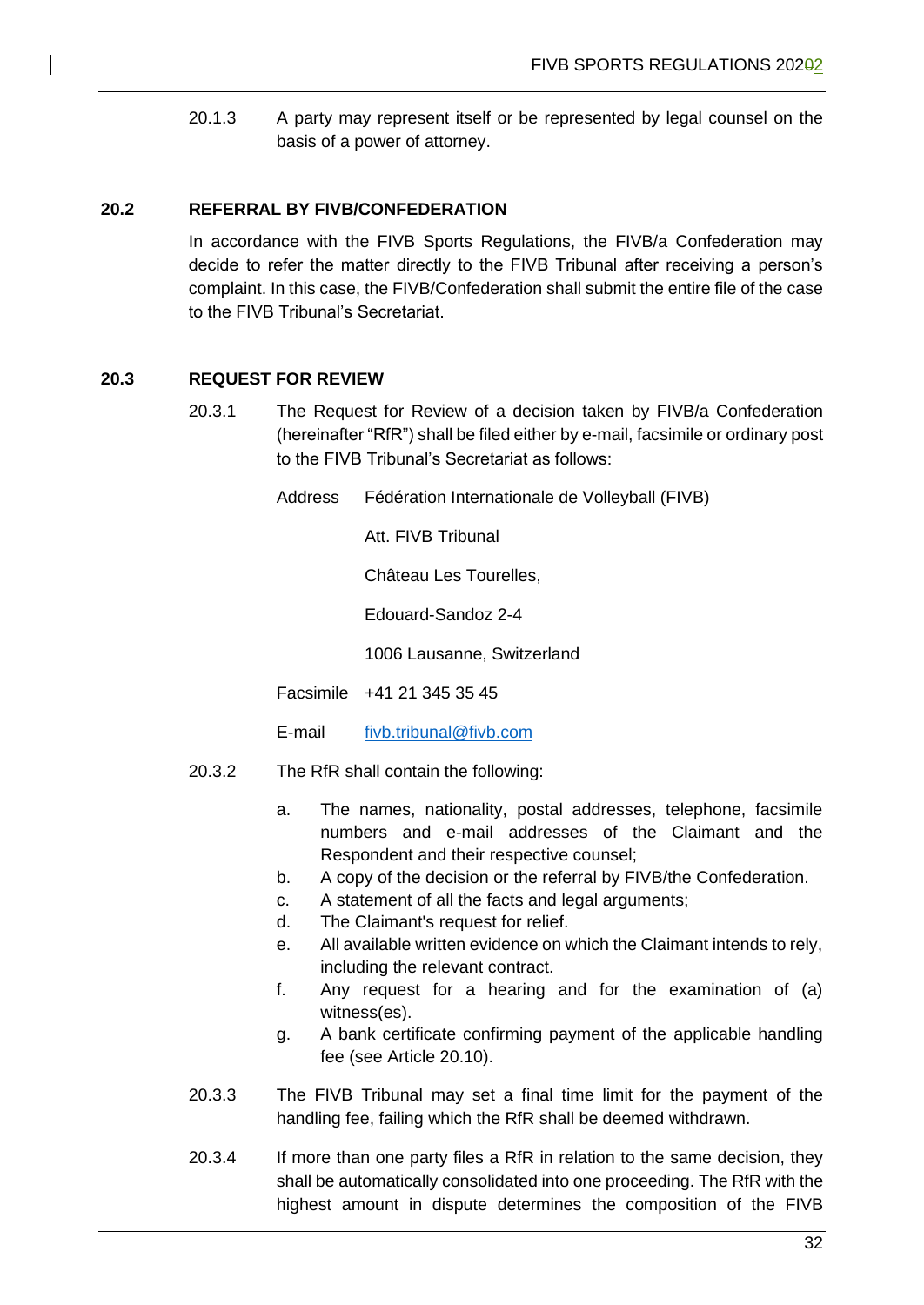20.1.3 A party may represent itself or be represented by legal counsel on the basis of a power of attorney.

## 20.2 REFERRAL BY FIVB/CONFEDERATION

In accordance with the FIVB Sports Regulations, the FIVB/a Confederation may decide to refer the matter directly to the FIVB Tribunal after receiving a person's complaint. In this case, the FIVB/Confederation shall submit the entire file of the case to the FIVB Tribunal's Secretariat.

## 20.3 REQUEST FOR REVIEW

20.3.1 The Request for Review of a decision taken by FIVB/a Confederation (hereinafter "RfR") shall be filed either by e-mail, facsimile or ordinary post to the FIVB Tribunal's Secretariat as follows:

Address Fédération Internationale de Volleyball (FIVB)

Att. FIVB Tribunal

Château Les Tourelles,

Edouard-Sandoz 2-4

1006 Lausanne, Switzerland

Facsimile +41 21 345 35 45

E-mail fivb.tribunal@fivb.com

20.3.2 The RfR shall contain the following:

a. The names, nationality, postal addresses, telephone, facsimile numbers and e-mail addresses of the Claimant and the Respondent and their respective counsel;
b. A copy of the decision or the referral by FIVB/the Confederation.
c. A statement of all the facts and legal arguments;
d. The Claimant's request for relief.
e. All available written evidence on which the Claimant intends to rely, including the relevant contract.
f. Any request for a hearing and for the examination of (a) witness(es).
g. A bank certificate confirming payment of the applicable handling fee (see Article 20.10).

20.3.3 The FIVB Tribunal may set a final time limit for the payment of the handling fee, failing which the RfR shall be deemed withdrawn.

20.3.4 If more than one party files a RfR in relation to the same decision, they shall be automatically consolidated into one proceeding. The RfR with the highest amount in dispute determines the composition of the FIVB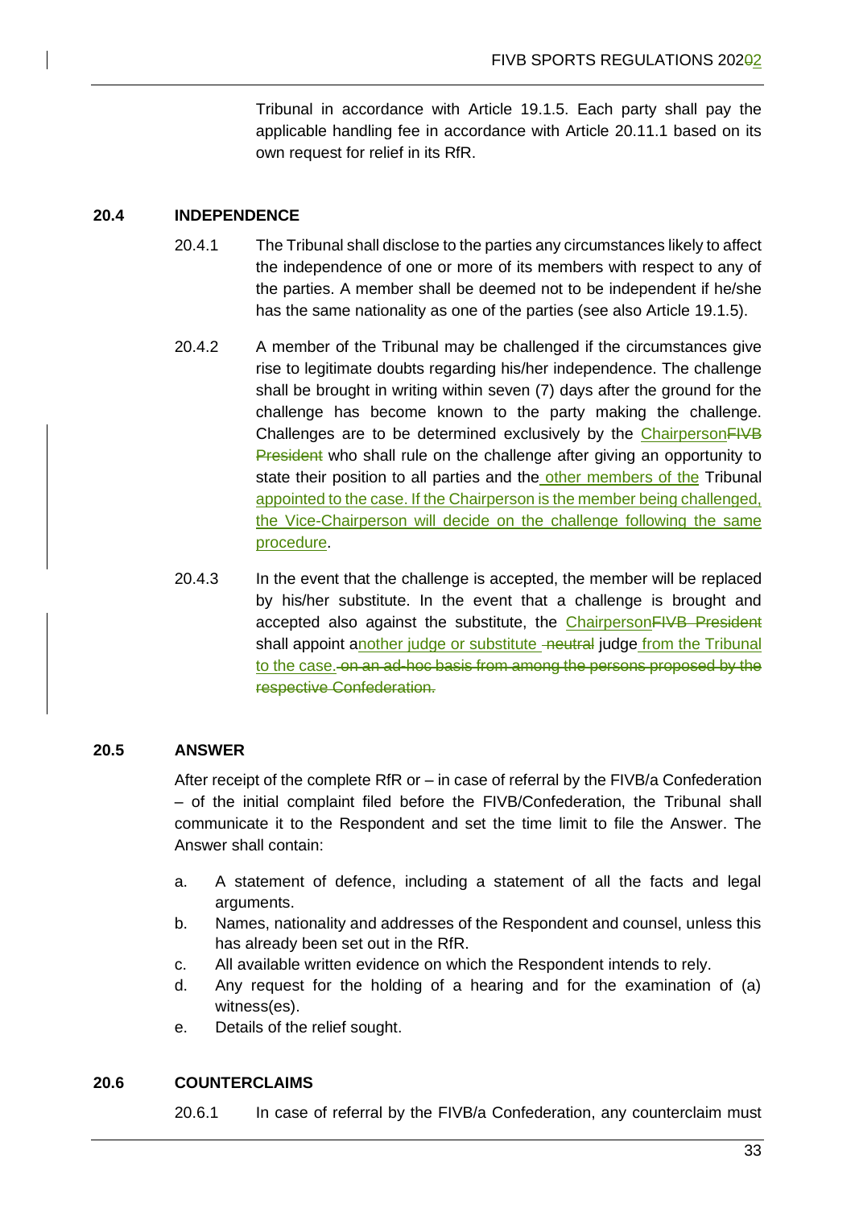Tribunal in accordance with Article 19.1.5. Each party shall pay the applicable handling fee in accordance with Article 20.11.1 based on its own request for relief in its RfR.

### 20.4 INDEPENDENCE

20.4.1 The Tribunal shall disclose to the parties any circumstances likely to affect the independence of one or more of its members with respect to any of the parties. A member shall be deemed not to be independent if he/she has the same nationality as one of the parties (see also Article 19.1.5).

20.4.2 A member of the Tribunal may be challenged if the circumstances give rise to legitimate doubts regarding his/her independence. The challenge shall be brought in writing within seven (7) days after the ground for the challenge has become known to the party making the challenge. Challenges are to be determined exclusively by the Chairperson~~FIVB President~~ who shall rule on the challenge after giving an opportunity to state their position to all parties and the other members of the Tribunal appointed to the case. If the Chairperson is the member being challenged, the Vice-Chairperson will decide on the challenge following the same procedure.

20.4.3 In the event that the challenge is accepted, the member will be replaced by his/her substitute. In the event that a challenge is brought and accepted also against the substitute, the Chairperson~~FIVB President~~ shall appoint another judge or substitute ~~neutral~~ judge from the Tribunal to the case. ~~on an ad-hoc basis from among the persons proposed by the respective Confederation.~~

### 20.5 ANSWER

After receipt of the complete RfR or – in case of referral by the FIVB/a Confederation – of the initial complaint filed before the FIVB/Confederation, the Tribunal shall communicate it to the Respondent and set the time limit to file the Answer. The Answer shall contain:

a. A statement of defence, including a statement of all the facts and legal arguments.
b. Names, nationality and addresses of the Respondent and counsel, unless this has already been set out in the RfR.
c. All available written evidence on which the Respondent intends to rely.
d. Any request for the holding of a hearing and for the examination of (a) witness(es).
e. Details of the relief sought.

### 20.6 COUNTERCLAIMS

20.6.1 In case of referral by the FIVB/a Confederation, any counterclaim must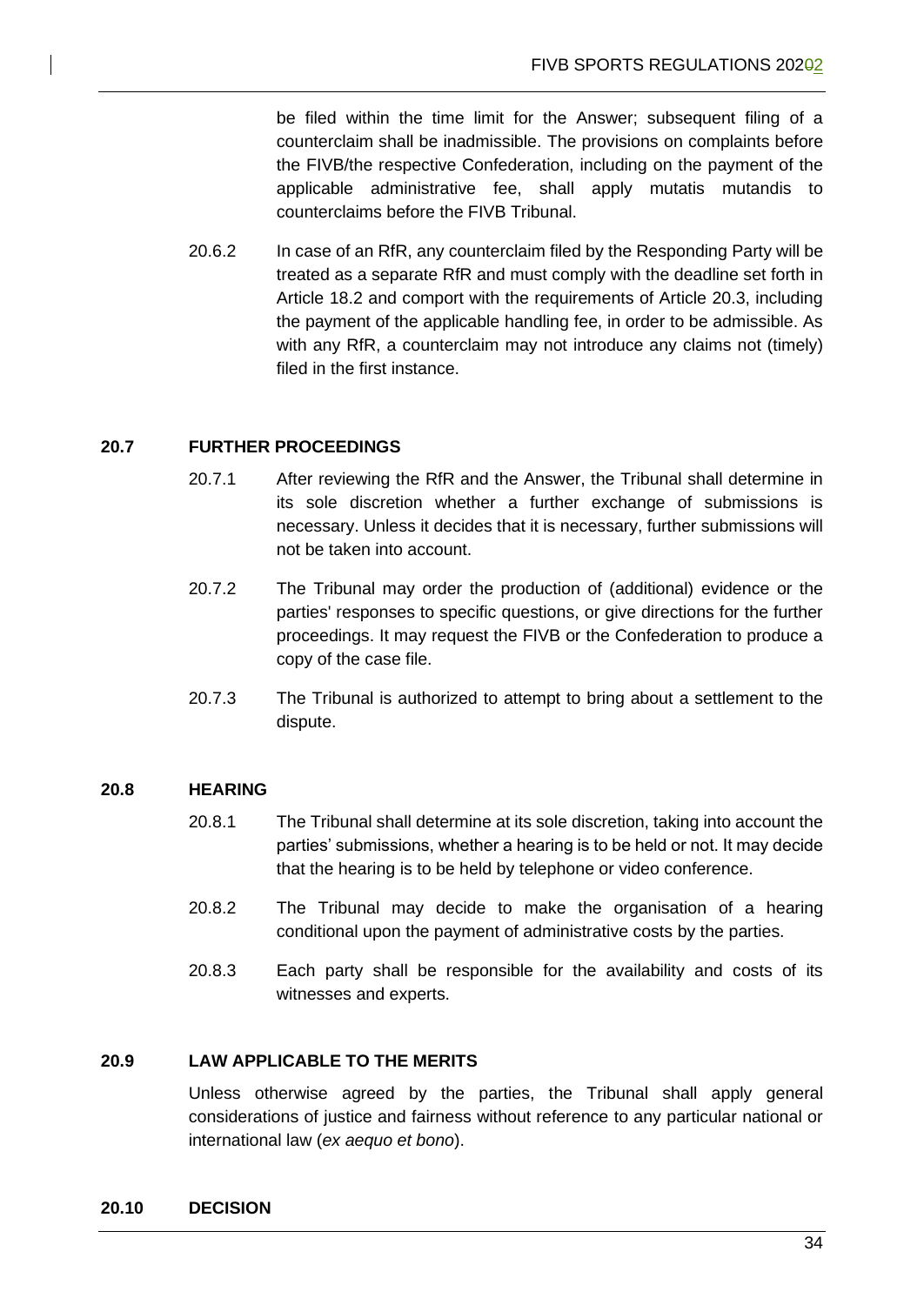be filed within the time limit for the Answer; subsequent filing of a counterclaim shall be inadmissible. The provisions on complaints before the FIVB/the respective Confederation, including on the payment of the applicable administrative fee, shall apply mutatis mutandis to counterclaims before the FIVB Tribunal.

20.6.2 In case of an RfR, any counterclaim filed by the Responding Party will be treated as a separate RfR and must comply with the deadline set forth in Article 18.2 and comport with the requirements of Article 20.3, including the payment of the applicable handling fee, in order to be admissible. As with any RfR, a counterclaim may not introduce any claims not (timely) filed in the first instance.

### 20.7 FURTHER PROCEEDINGS

20.7.1 After reviewing the RfR and the Answer, the Tribunal shall determine in its sole discretion whether a further exchange of submissions is necessary. Unless it decides that it is necessary, further submissions will not be taken into account.

20.7.2 The Tribunal may order the production of (additional) evidence or the parties' responses to specific questions, or give directions for the further proceedings. It may request the FIVB or the Confederation to produce a copy of the case file.

20.7.3 The Tribunal is authorized to attempt to bring about a settlement to the dispute.

### 20.8 HEARING

20.8.1 The Tribunal shall determine at its sole discretion, taking into account the parties' submissions, whether a hearing is to be held or not. It may decide that the hearing is to be held by telephone or video conference.

20.8.2 The Tribunal may decide to make the organisation of a hearing conditional upon the payment of administrative costs by the parties.

20.8.3 Each party shall be responsible for the availability and costs of its witnesses and experts.

### 20.9 LAW APPLICABLE TO THE MERITS

Unless otherwise agreed by the parties, the Tribunal shall apply general considerations of justice and fairness without reference to any particular national or international law (*ex aequo et bono*).

### 20.10 DECISION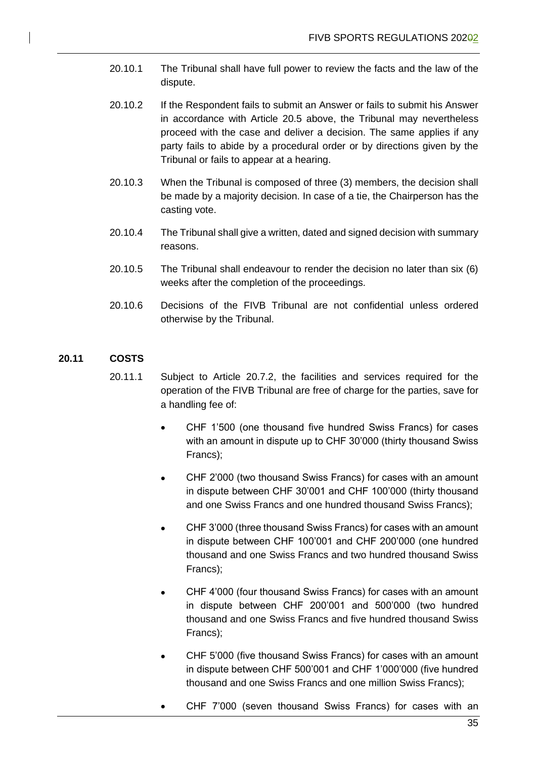20.10.1 The Tribunal shall have full power to review the facts and the law of the dispute.

20.10.2 If the Respondent fails to submit an Answer or fails to submit his Answer in accordance with Article 20.5 above, the Tribunal may nevertheless proceed with the case and deliver a decision. The same applies if any party fails to abide by a procedural order or by directions given by the Tribunal or fails to appear at a hearing.

20.10.3 When the Tribunal is composed of three (3) members, the decision shall be made by a majority decision. In case of a tie, the Chairperson has the casting vote.

20.10.4 The Tribunal shall give a written, dated and signed decision with summary reasons.

20.10.5 The Tribunal shall endeavour to render the decision no later than six (6) weeks after the completion of the proceedings.

20.10.6 Decisions of the FIVB Tribunal are not confidential unless ordered otherwise by the Tribunal.

## 20.11 COSTS

20.11.1 Subject to Article 20.7.2, the facilities and services required for the operation of the FIVB Tribunal are free of charge for the parties, save for a handling fee of:

- CHF 1'500 (one thousand five hundred Swiss Francs) for cases with an amount in dispute up to CHF 30'000 (thirty thousand Swiss Francs);
- CHF 2'000 (two thousand Swiss Francs) for cases with an amount in dispute between CHF 30'001 and CHF 100'000 (thirty thousand and one Swiss Francs and one hundred thousand Swiss Francs);
- CHF 3'000 (three thousand Swiss Francs) for cases with an amount in dispute between CHF 100'001 and CHF 200'000 (one hundred thousand and one Swiss Francs and two hundred thousand Swiss Francs);
- CHF 4'000 (four thousand Swiss Francs) for cases with an amount in dispute between CHF 200'001 and 500'000 (two hundred thousand and one Swiss Francs and five hundred thousand Swiss Francs);
- CHF 5'000 (five thousand Swiss Francs) for cases with an amount in dispute between CHF 500'001 and CHF 1'000'000 (five hundred thousand and one Swiss Francs and one million Swiss Francs);
- CHF 7'000 (seven thousand Swiss Francs) for cases with an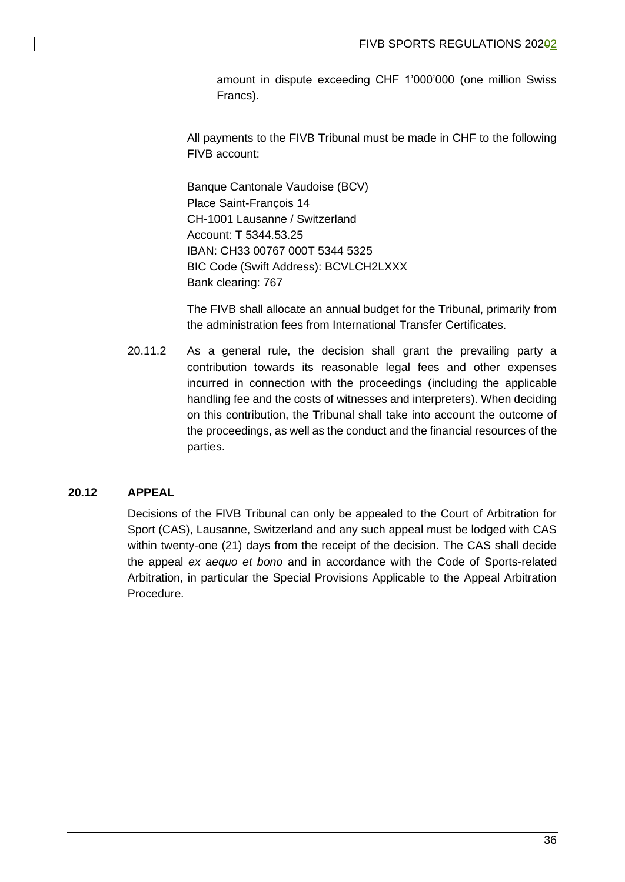amount in dispute exceeding CHF 1'000'000 (one million Swiss Francs).

All payments to the FIVB Tribunal must be made in CHF to the following FIVB account:

Banque Cantonale Vaudoise (BCV)
Place Saint-François 14
CH-1001 Lausanne / Switzerland
Account: T 5344.53.25
IBAN: CH33 00767 000T 5344 5325
BIC Code (Swift Address): BCVLCH2LXXX
Bank clearing: 767

The FIVB shall allocate an annual budget for the Tribunal, primarily from the administration fees from International Transfer Certificates.

20.11.2 As a general rule, the decision shall grant the prevailing party a contribution towards its reasonable legal fees and other expenses incurred in connection with the proceedings (including the applicable handling fee and the costs of witnesses and interpreters). When deciding on this contribution, the Tribunal shall take into account the outcome of the proceedings, as well as the conduct and the financial resources of the parties.

### 20.12 APPEAL

Decisions of the FIVB Tribunal can only be appealed to the Court of Arbitration for Sport (CAS), Lausanne, Switzerland and any such appeal must be lodged with CAS within twenty-one (21) days from the receipt of the decision. The CAS shall decide the appeal *ex aequo et bono* and in accordance with the Code of Sports-related Arbitration, in particular the Special Provisions Applicable to the Appeal Arbitration Procedure.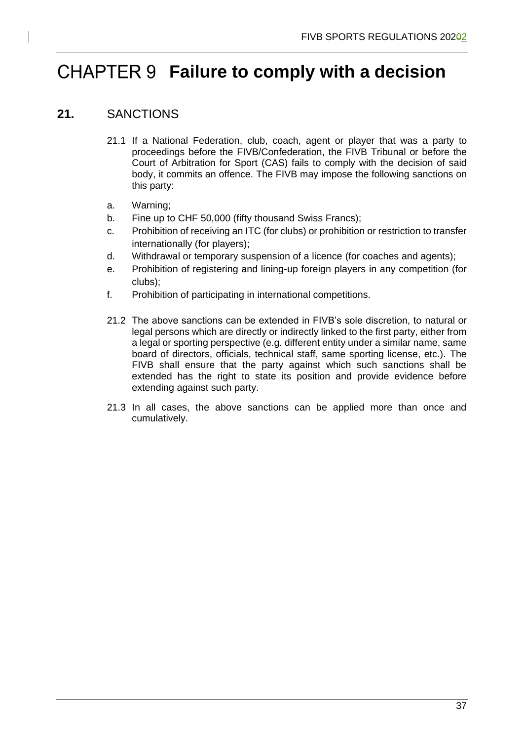# CHAPTER 9 Failure to comply with a decision

## 21. SANCTIONS

21.1 If a National Federation, club, coach, agent or player that was a party to proceedings before the FIVB/Confederation, the FIVB Tribunal or before the Court of Arbitration for Sport (CAS) fails to comply with the decision of said body, it commits an offence. The FIVB may impose the following sanctions on this party:

a. Warning;
b. Fine up to CHF 50,000 (fifty thousand Swiss Francs);
c. Prohibition of receiving an ITC (for clubs) or prohibition or restriction to transfer internationally (for players);
d. Withdrawal or temporary suspension of a licence (for coaches and agents);
e. Prohibition of registering and lining-up foreign players in any competition (for clubs);
f. Prohibition of participating in international competitions.

21.2 The above sanctions can be extended in FIVB's sole discretion, to natural or legal persons which are directly or indirectly linked to the first party, either from a legal or sporting perspective (e.g. different entity under a similar name, same board of directors, officials, technical staff, same sporting license, etc.). The FIVB shall ensure that the party against which such sanctions shall be extended has the right to state its position and provide evidence before extending against such party.

21.3 In all cases, the above sanctions can be applied more than once and cumulatively.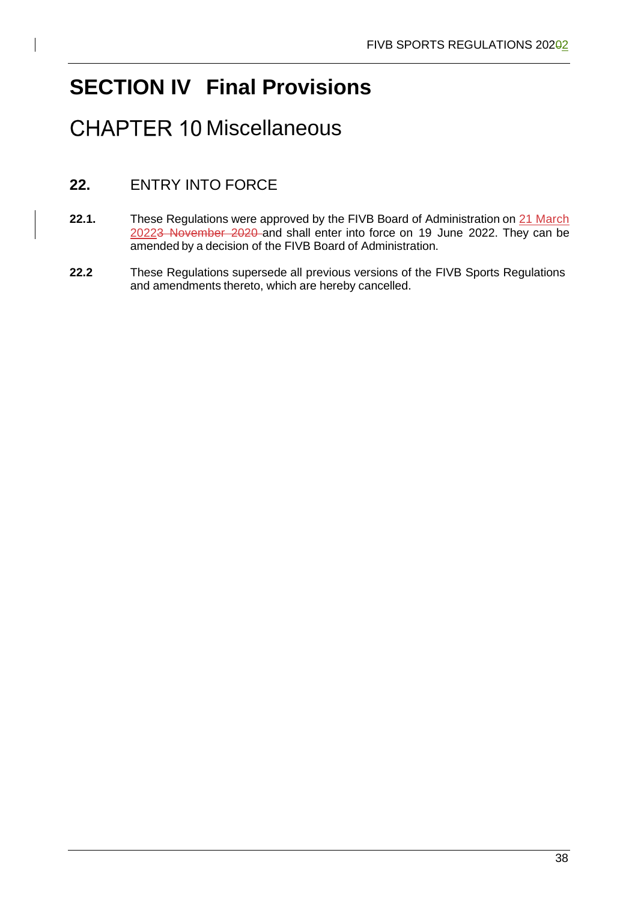# SECTION IV Final Provisions

## CHAPTER 10 Miscellaneous

### 22. ENTRY INTO FORCE

**22.1.** These Regulations were approved by the FIVB Board of Administration on 21 March 20223 November 2020 and shall enter into force on 19 June 2022. They can be amended by a decision of the FIVB Board of Administration.

**22.2** These Regulations supersede all previous versions of the FIVB Sports Regulations and amendments thereto, which are hereby cancelled.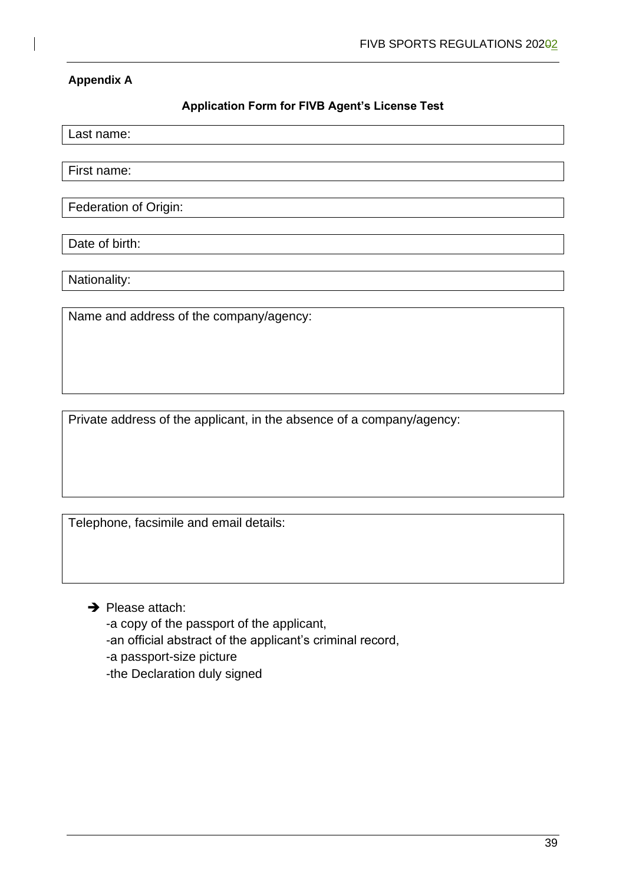**Appendix A**

**Application Form for FIVB Agent's License Test**

Last name:

First name:

Federation of Origin:

Date of birth:

Nationality:

Name and address of the company/agency:

Private address of the applicant, in the absence of a company/agency:

Telephone, facsimile and email details:

➔ Please attach:

-a copy of the passport of the applicant,

-an official abstract of the applicant's criminal record,

-a passport-size picture

-the Declaration duly signed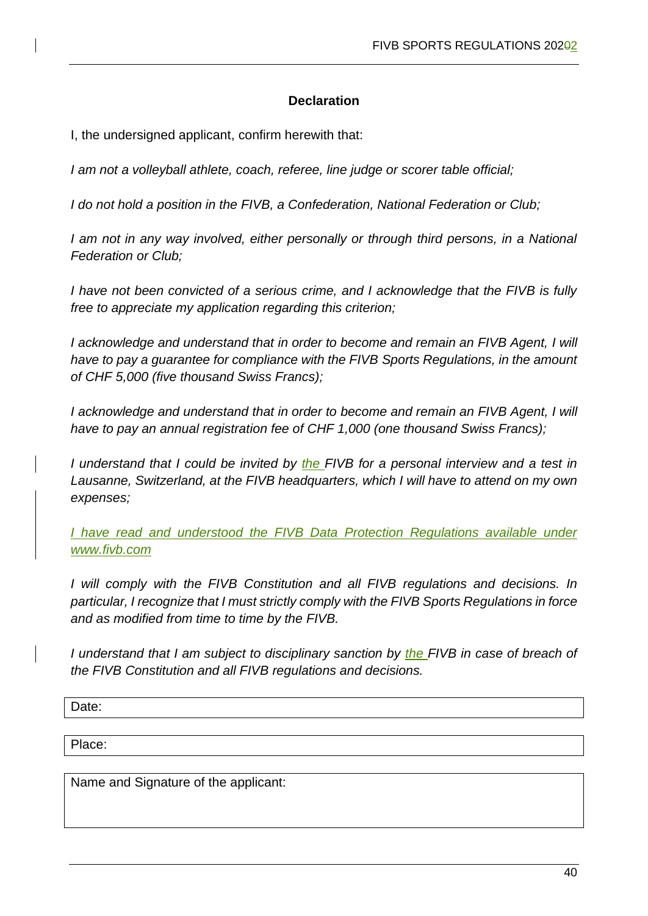**Declaration**

I, the undersigned applicant, confirm herewith that:

*I am not a volleyball athlete, coach, referee, line judge or scorer table official;*

*I do not hold a position in the FIVB, a Confederation, National Federation or Club;*

*I am not in any way involved, either personally or through third persons, in a National Federation or Club;*

*I have not been convicted of a serious crime, and I acknowledge that the FIVB is fully free to appreciate my application regarding this criterion;*

*I acknowledge and understand that in order to become and remain an FIVB Agent, I will have to pay a guarantee for compliance with the FIVB Sports Regulations, in the amount of CHF 5,000 (five thousand Swiss Francs);*

*I acknowledge and understand that in order to become and remain an FIVB Agent, I will have to pay an annual registration fee of CHF 1,000 (one thousand Swiss Francs);*

*I understand that I could be invited by the FIVB for a personal interview and a test in Lausanne, Switzerland, at the FIVB headquarters, which I will have to attend on my own expenses;*

*I have read and understood the FIVB Data Protection Regulations available under www.fivb.com*

*I will comply with the FIVB Constitution and all FIVB regulations and decisions. In particular, I recognize that I must strictly comply with the FIVB Sports Regulations in force and as modified from time to time by the FIVB.*

*I understand that I am subject to disciplinary sanction by the FIVB in case of breach of the FIVB Constitution and all FIVB regulations and decisions.*

| Date: |
|---|

| Place: |
|---|

| Name and Signature of the applicant: |
|---|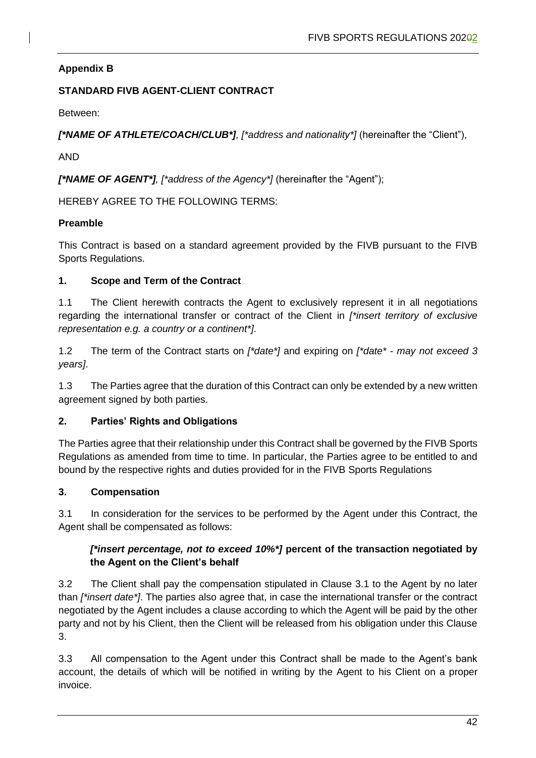**Appendix B**

**STANDARD FIVB AGENT-CLIENT CONTRACT**

Between:

***[*NAME OF ATHLETE/COACH/CLUB*]**, [*address and nationality*]* (hereinafter the "Client"),

AND

***[*NAME OF AGENT*]**, [*address of the Agency*]* (hereinafter the "Agent");

HEREBY AGREE TO THE FOLLOWING TERMS:

**Preamble**

This Contract is based on a standard agreement provided by the FIVB pursuant to the FIVB Sports Regulations.

**1. Scope and Term of the Contract**

1.1 The Client herewith contracts the Agent to exclusively represent it in all negotiations regarding the international transfer or contract of the Client in *[*insert territory of exclusive representation e.g. a country or a continent*]*.

1.2 The term of the Contract starts on *[*date*]* and expiring on *[*date* - may not exceed 3 years]*.

1.3 The Parties agree that the duration of this Contract can only be extended by a new written agreement signed by both parties.

**2. Parties' Rights and Obligations**

The Parties agree that their relationship under this Contract shall be governed by the FIVB Sports Regulations as amended from time to time. In particular, the Parties agree to be entitled to and bound by the respective rights and duties provided for in the FIVB Sports Regulations

**3. Compensation**

3.1 In consideration for the services to be performed by the Agent under this Contract, the Agent shall be compensated as follows:

> ***[*insert percentage, not to exceed 10%*]*** **percent of the transaction negotiated by the Agent on the Client's behalf**

3.2 The Client shall pay the compensation stipulated in Clause 3.1 to the Agent by no later than *[*insert date*]*. The parties also agree that, in case the international transfer or the contract negotiated by the Agent includes a clause according to which the Agent will be paid by the other party and not by his Client, then the Client will be released from his obligation under this Clause 3.

3.3 All compensation to the Agent under this Contract shall be made to the Agent's bank account, the details of which will be notified in writing by the Agent to his Client on a proper invoice.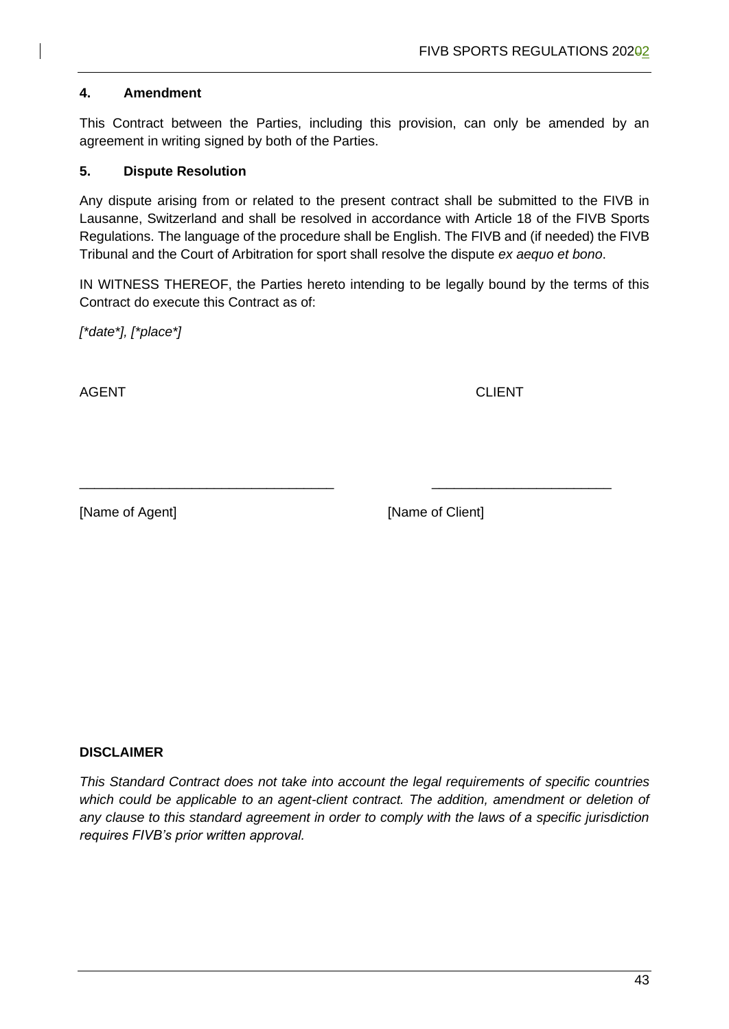### 4. Amendment

This Contract between the Parties, including this provision, can only be amended by an agreement in writing signed by both of the Parties.

### 5. Dispute Resolution

Any dispute arising from or related to the present contract shall be submitted to the FIVB in Lausanne, Switzerland and shall be resolved in accordance with Article 18 of the FIVB Sports Regulations. The language of the procedure shall be English. The FIVB and (if needed) the FIVB Tribunal and the Court of Arbitration for sport shall resolve the dispute *ex aequo et bono*.

IN WITNESS THEREOF, the Parties hereto intending to be legally bound by the terms of this Contract do execute this Contract as of:

*[*date*], [*place*]*

AGENT                                                                 CLIENT

_________________________________                    _______________________

[Name of Agent]                                                 [Name of Client]

**DISCLAIMER**

*This Standard Contract does not take into account the legal requirements of specific countries which could be applicable to an agent-client contract. The addition, amendment or deletion of any clause to this standard agreement in order to comply with the laws of a specific jurisdiction requires FIVB's prior written approval.*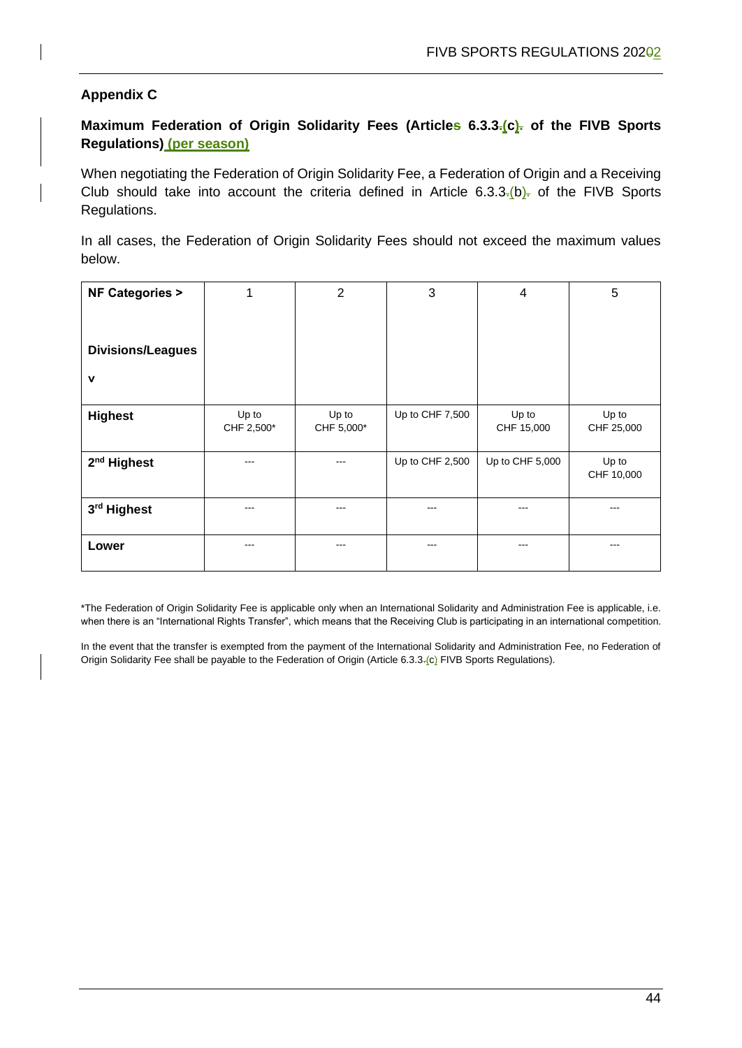## Appendix C

**Maximum Federation of Origin Solidarity Fees (Articles 6.3.3.(c). of the FIVB Sports Regulations) (per season)**

When negotiating the Federation of Origin Solidarity Fee, a Federation of Origin and a Receiving Club should take into account the criteria defined in Article 6.3.3.(b). of the FIVB Sports Regulations.

In all cases, the Federation of Origin Solidarity Fees should not exceed the maximum values below.

| **NF Categories >**<br><br>**Divisions/Leagues**<br>**v** | 1 | 2 | 3 | 4 | 5 |
|---|---|---|---|---|---|
| **Highest** | Up to CHF 2,500* | Up to CHF 5,000* | Up to CHF 7,500 | Up to CHF 15,000 | Up to CHF 25,000 |
| **2nd Highest** | --- | --- | Up to CHF 2,500 | Up to CHF 5,000 | Up to CHF 10,000 |
| **3rd Highest** | --- | --- | --- | --- | --- |
| **Lower** | --- | --- | --- | --- | --- |

*The Federation of Origin Solidarity Fee is applicable only when an International Solidarity and Administration Fee is applicable, i.e. when there is an "International Rights Transfer", which means that the Receiving Club is participating in an international competition.

In the event that the transfer is exempted from the payment of the International Solidarity and Administration Fee, no Federation of Origin Solidarity Fee shall be payable to the Federation of Origin (Article 6.3.3.(c) FIVB Sports Regulations).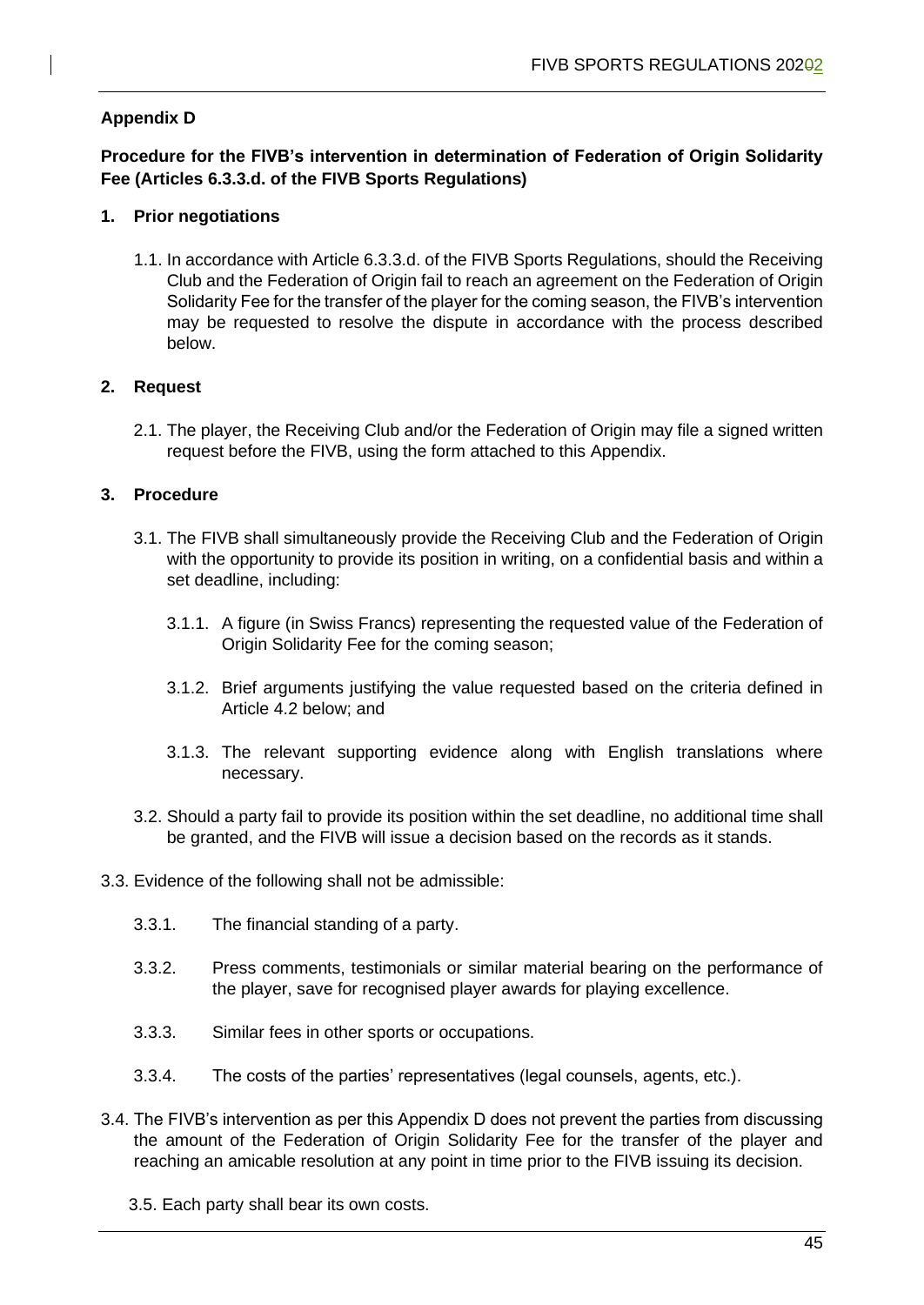**Appendix D**

**Procedure for the FIVB's intervention in determination of Federation of Origin Solidarity Fee (Articles 6.3.3.d. of the FIVB Sports Regulations)**

**1. Prior negotiations**

1.1. In accordance with Article 6.3.3.d. of the FIVB Sports Regulations, should the Receiving Club and the Federation of Origin fail to reach an agreement on the Federation of Origin Solidarity Fee for the transfer of the player for the coming season, the FIVB's intervention may be requested to resolve the dispute in accordance with the process described below.

**2. Request**

2.1. The player, the Receiving Club and/or the Federation of Origin may file a signed written request before the FIVB, using the form attached to this Appendix.

**3. Procedure**

3.1. The FIVB shall simultaneously provide the Receiving Club and the Federation of Origin with the opportunity to provide its position in writing, on a confidential basis and within a set deadline, including:

3.1.1. A figure (in Swiss Francs) representing the requested value of the Federation of Origin Solidarity Fee for the coming season;

3.1.2. Brief arguments justifying the value requested based on the criteria defined in Article 4.2 below; and

3.1.3. The relevant supporting evidence along with English translations where necessary.

3.2. Should a party fail to provide its position within the set deadline, no additional time shall be granted, and the FIVB will issue a decision based on the records as it stands.

3.3. Evidence of the following shall not be admissible:

3.3.1. The financial standing of a party.

3.3.2. Press comments, testimonials or similar material bearing on the performance of the player, save for recognised player awards for playing excellence.

3.3.3. Similar fees in other sports or occupations.

3.3.4. The costs of the parties' representatives (legal counsels, agents, etc.).

3.4. The FIVB's intervention as per this Appendix D does not prevent the parties from discussing the amount of the Federation of Origin Solidarity Fee for the transfer of the player and reaching an amicable resolution at any point in time prior to the FIVB issuing its decision.

3.5. Each party shall bear its own costs.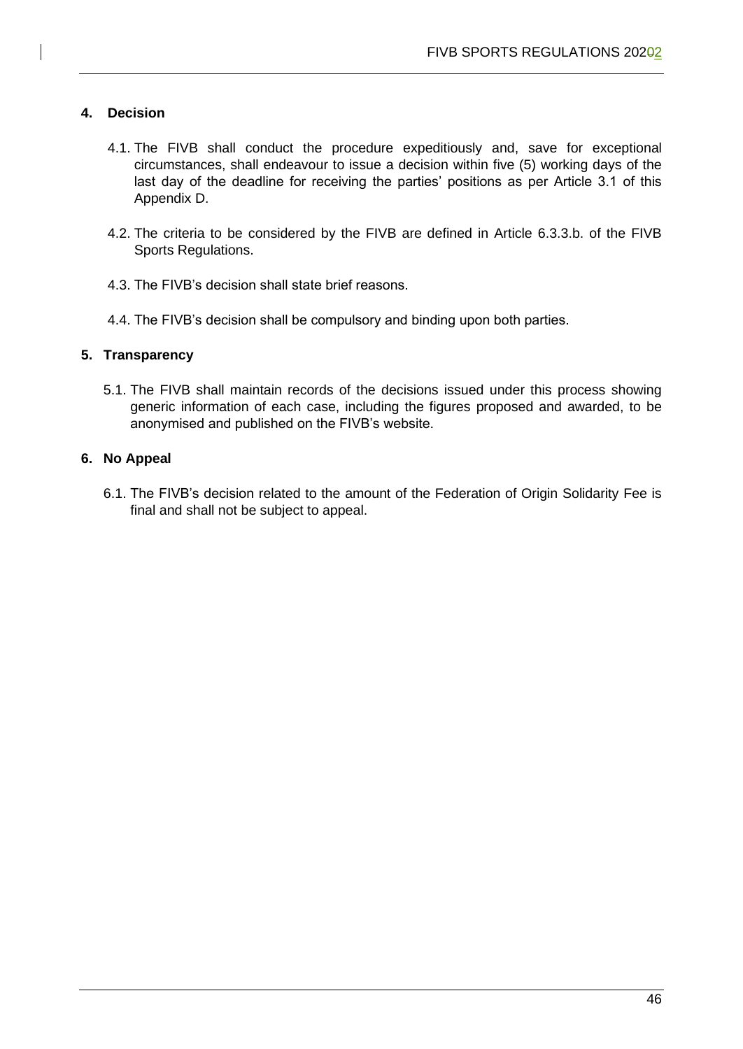## 4. Decision

4.1. The FIVB shall conduct the procedure expeditiously and, save for exceptional circumstances, shall endeavour to issue a decision within five (5) working days of the last day of the deadline for receiving the parties' positions as per Article 3.1 of this Appendix D.

4.2. The criteria to be considered by the FIVB are defined in Article 6.3.3.b. of the FIVB Sports Regulations.

4.3. The FIVB's decision shall state brief reasons.

4.4. The FIVB's decision shall be compulsory and binding upon both parties.

## 5. Transparency

5.1. The FIVB shall maintain records of the decisions issued under this process showing generic information of each case, including the figures proposed and awarded, to be anonymised and published on the FIVB's website.

## 6. No Appeal

6.1. The FIVB's decision related to the amount of the Federation of Origin Solidarity Fee is final and shall not be subject to appeal.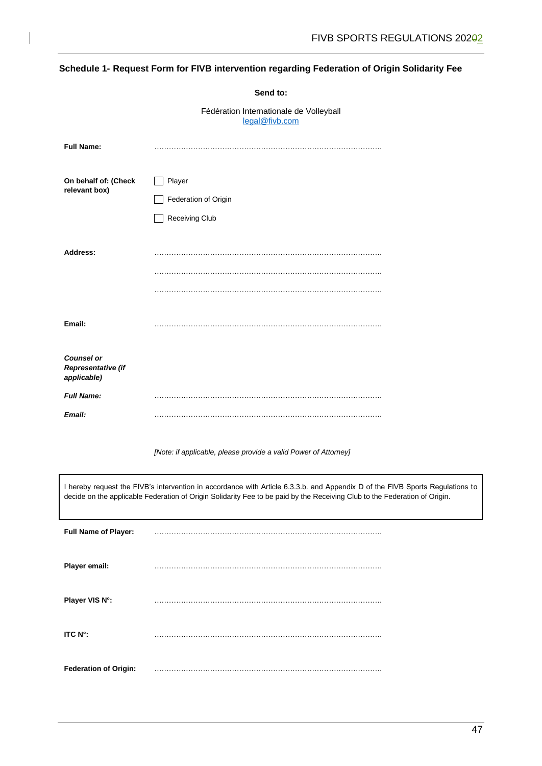## Schedule 1- Request Form for FIVB intervention regarding Federation of Origin Solidarity Fee

**Send to:**

Fédération Internationale de Volleyball
legal@fivb.com

**Full Name:** ............................................................................................

**On behalf of: (Check relevant box)**

- ☐ Player
- ☐ Federation of Origin
- ☐ Receiving Club

**Address:** ............................................................................................

............................................................................................

............................................................................................

**Email:** ............................................................................................

***Counsel or Representative (if applicable)***

***Full Name:*** ............................................................................................

***Email:*** ............................................................................................

*[Note: if applicable, please provide a valid Power of Attorney]*

> I hereby request the FIVB's intervention in accordance with Article 6.3.3.b. and Appendix D of the FIVB Sports Regulations to decide on the applicable Federation of Origin Solidarity Fee to be paid by the Receiving Club to the Federation of Origin.

**Full Name of Player:** ............................................................................................

**Player email:** ............................................................................................

**Player VIS N°:** ............................................................................................

**ITC N°:** ............................................................................................

**Federation of Origin:** ............................................................................................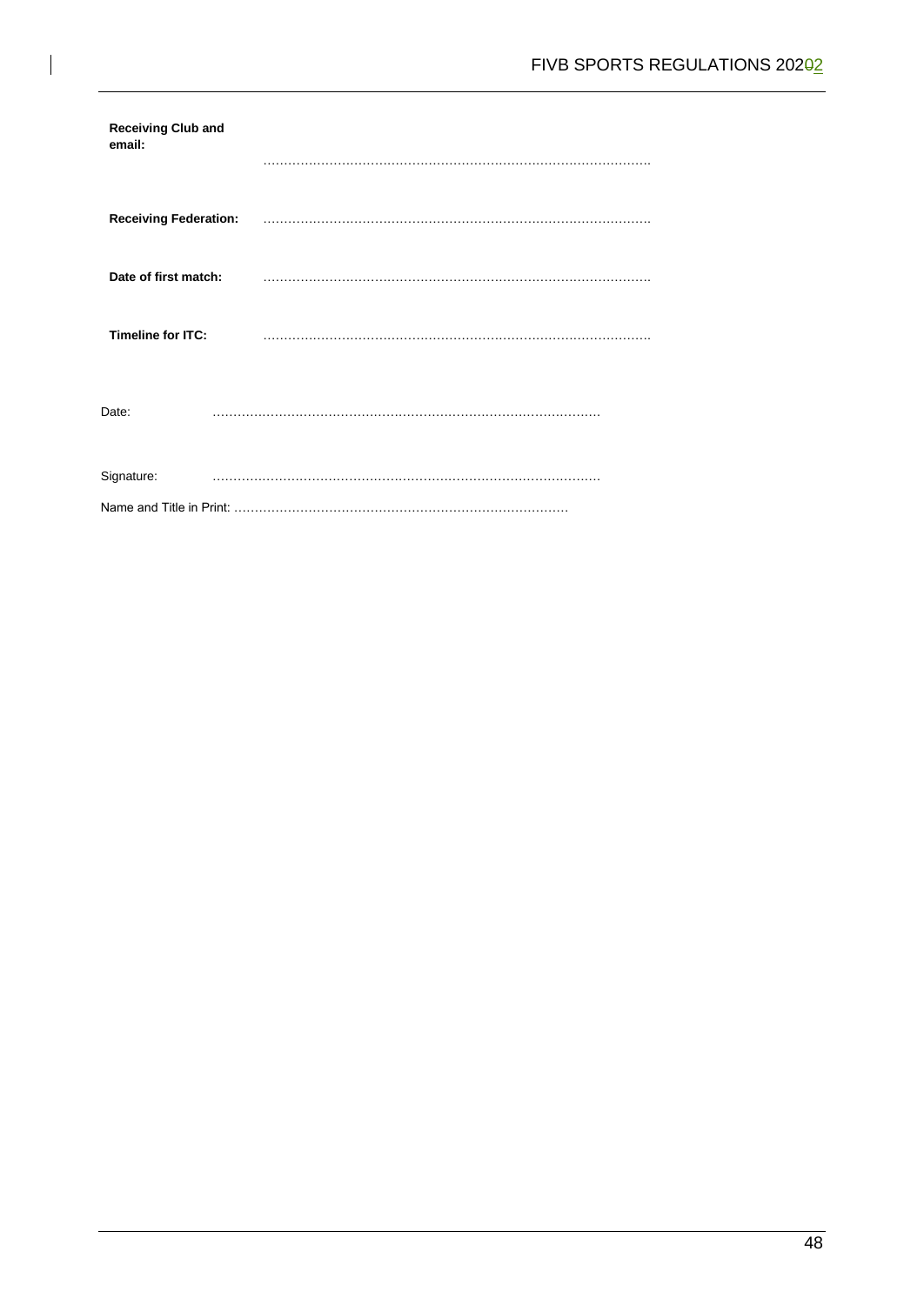**Receiving Club and email:** ……………………………………………………………………………….

**Receiving Federation:** ……………………………………………………………………………….

**Date of first match:** ……………………………………………………………………………….

**Timeline for ITC:** ……………………………………………………………………………….

Date: ……………………………………………………………………………….

Signature: ……………………………………………………………………………….

Name and Title in Print: ……………………………………………………………………….